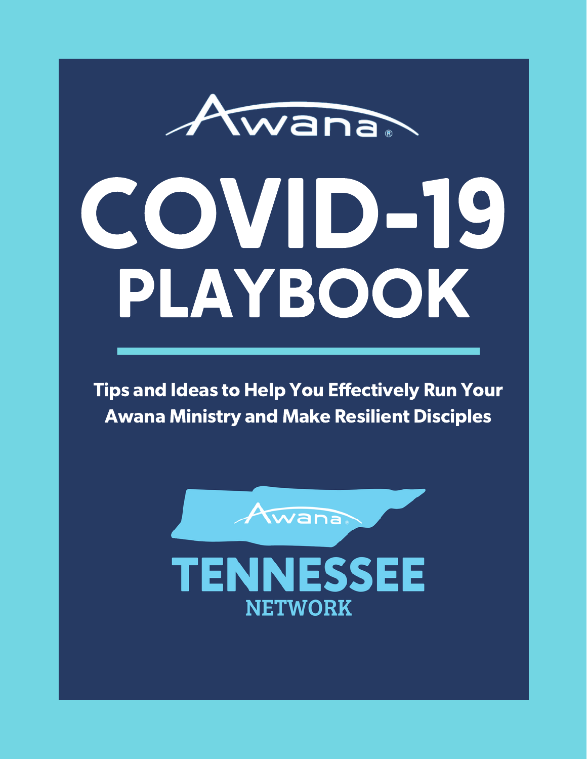Awana®

# COVID-19 PLAYBOOK

**Tips and Ideas to Help You Effectively Run Your Awana Ministry and Make Resilient Disciples**

Awana®

TENNESSEE NETWORK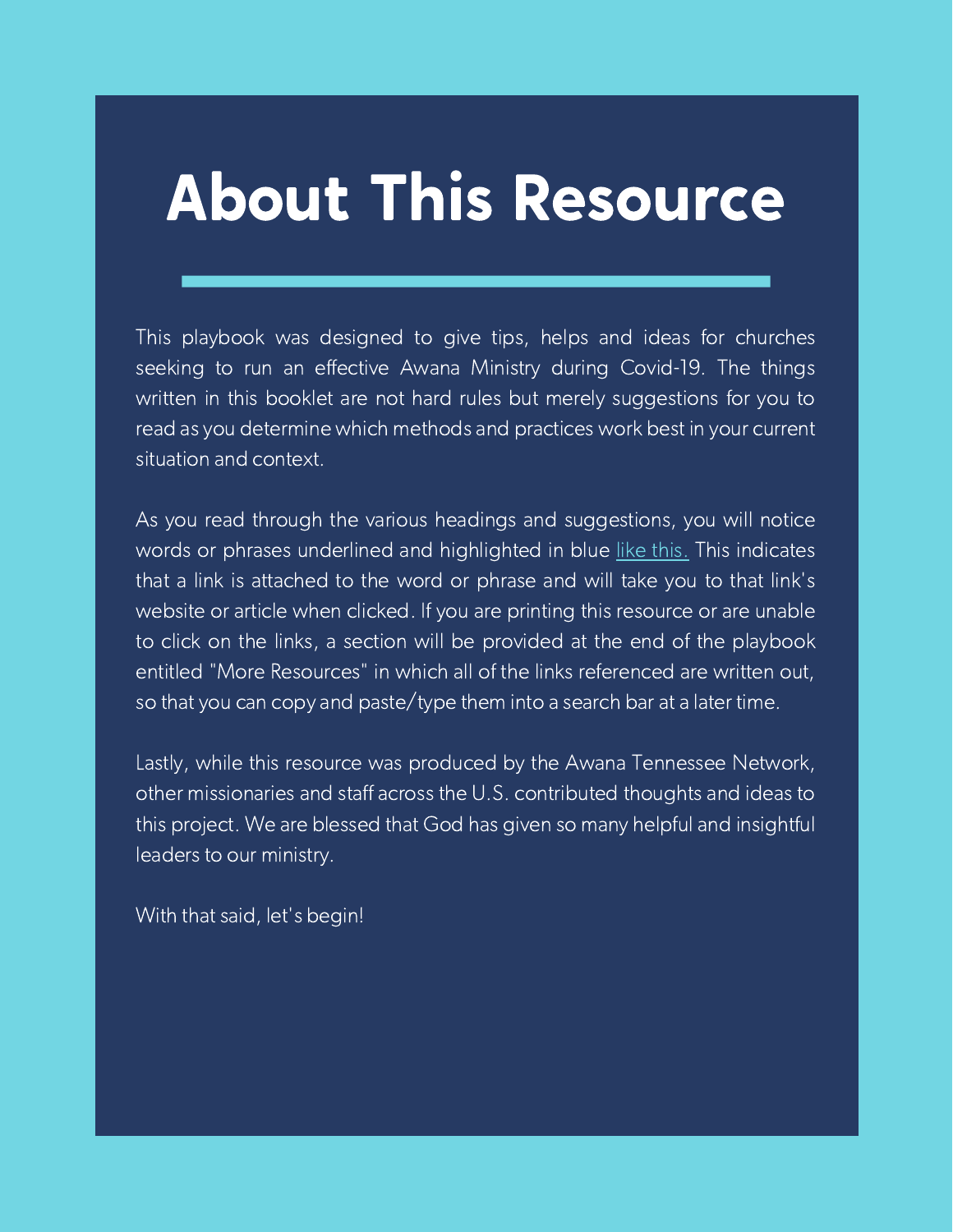# About This Resource

This playbook was designed to give tips, helps and ideas for churches seeking to run an effective Awana Ministry during Covid-19. The things written in this booklet are not hard rules but merely suggestions for you to read as you determine which methods and practices work best in your current situation and context.

As you read through the various headings and suggestions, you will notice words or phrases underlined and highlighted in blue like this. This indicates that a link is attached to the word or phrase and will take you to that link's website or article when clicked. If you are printing this resource or are unable to click on the links, a section will be provided at the end of the playbook entitled "More Resources" in which all of the links referenced are written out, so that you can copy and paste/type them into a search bar at a later time.

Lastly, while this resource was produced by the Awana Tennessee Network, other missionaries and staff across the U.S. contributed thoughts and ideas to this project. We are blessed that God has given so many helpful and insightful leaders to our ministry.

With that said, let's begin!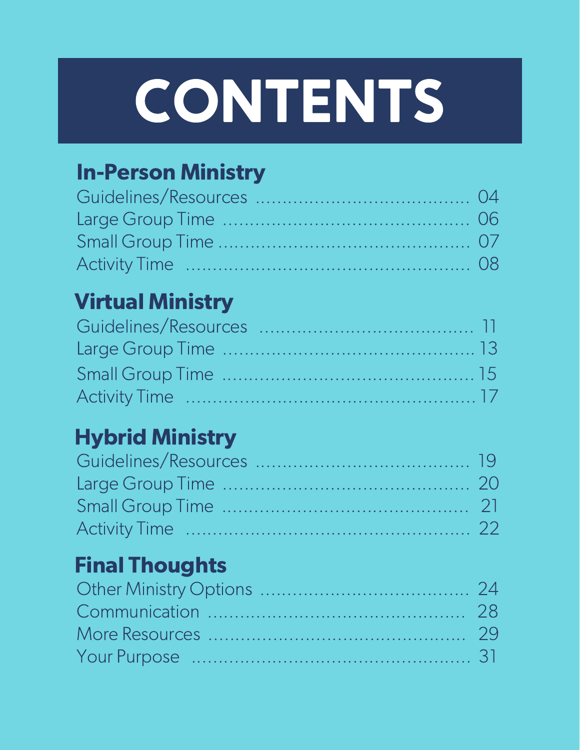# CONTENTS

## In-Person Ministry

Guidelines/Resources ........ 04
Large Group Time ........ 06
Small Group Time ........ 07
Activity Time ........ 08

## Virtual Ministry

Guidelines/Resources ........ 11
Large Group Time ........ 13
Small Group Time ........ 15
Activity Time ........ 17

## Hybrid Ministry

Guidelines/Resources ........ 19
Large Group Time ........ 20
Small Group Time ........ 21
Activity Time ........ 22

## Final Thoughts

Other Ministry Options ........ 24
Communication ........ 28
More Resources ........ 29
Your Purpose ........ 31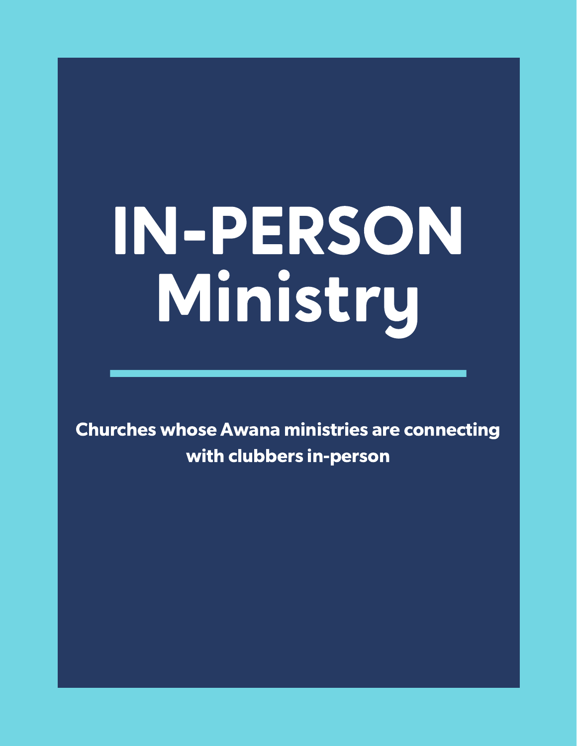# IN-PERSON Ministry

**Churches whose Awana ministries are connecting with clubbers in-person**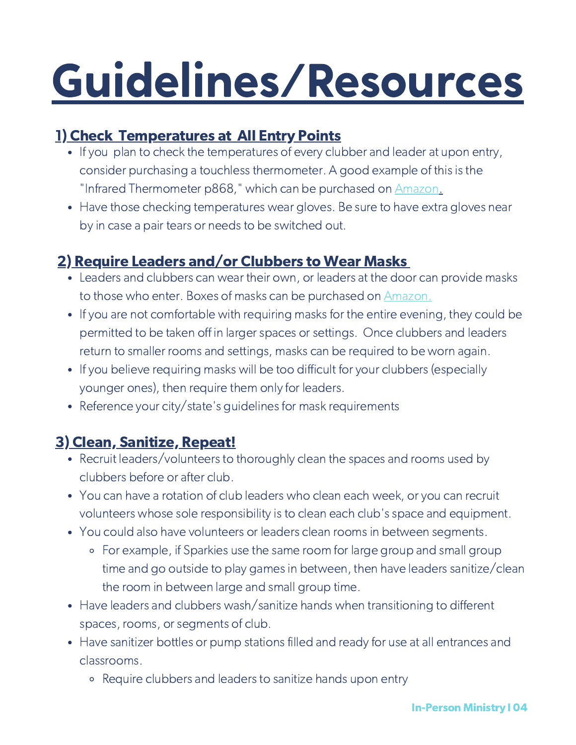# Guidelines/Resources

## 1) Check Temperatures at All Entry Points

- If you plan to check the temperatures of every clubber and leader at upon entry, consider purchasing a touchless thermometer. A good example of this is the "Infrared Thermometer p868," which can be purchased on Amazon.
- Have those checking temperatures wear gloves. Be sure to have extra gloves near by in case a pair tears or needs to be switched out.

## 2) Require Leaders and/or Clubbers to Wear Masks

- Leaders and clubbers can wear their own, or leaders at the door can provide masks to those who enter. Boxes of masks can be purchased on Amazon.
- If you are not comfortable with requiring masks for the entire evening, they could be permitted to be taken off in larger spaces or settings. Once clubbers and leaders return to smaller rooms and settings, masks can be required to be worn again.
- If you believe requiring masks will be too difficult for your clubbers (especially younger ones), then require them only for leaders.
- Reference your city/state's guidelines for mask requirements

## 3) Clean, Sanitize, Repeat!

- Recruit leaders/volunteers to thoroughly clean the spaces and rooms used by clubbers before or after club.
- You can have a rotation of club leaders who clean each week, or you can recruit volunteers whose sole responsibility is to clean each club's space and equipment.
- You could also have volunteers or leaders clean rooms in between segments.
  - For example, if Sparkies use the same room for large group and small group time and go outside to play games in between, then have leaders sanitize/clean the room in between large and small group time.
- Have leaders and clubbers wash/sanitize hands when transitioning to different spaces, rooms, or segments of club.
- Have sanitizer bottles or pump stations filled and ready for use at all entrances and classrooms.
  - Require clubbers and leaders to sanitize hands upon entry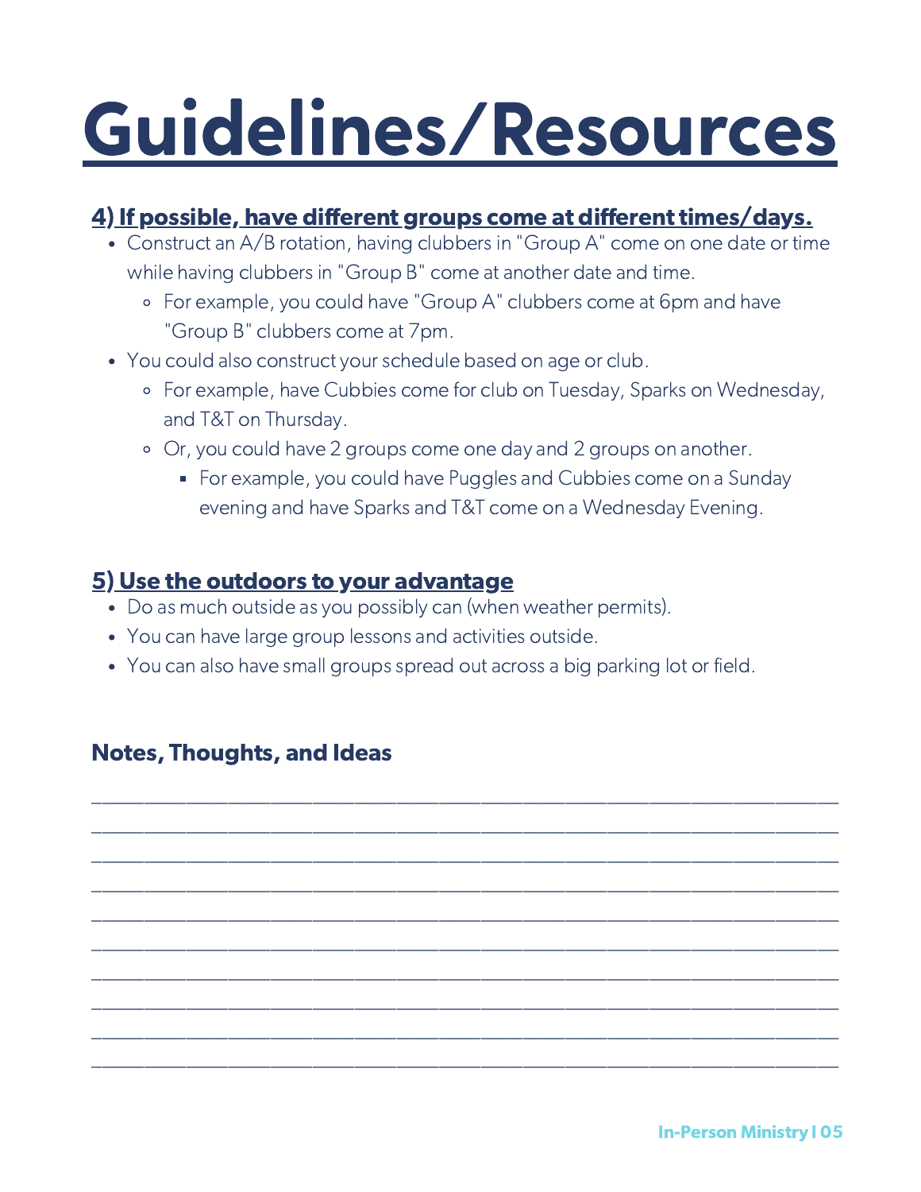# Guidelines/Resources

### 4) If possible, have different groups come at different times/days.

- Construct an A/B rotation, having clubbers in "Group A" come on one date or time while having clubbers in "Group B" come at another date and time.
  - For example, you could have "Group A" clubbers come at 6pm and have "Group B" clubbers come at 7pm.
- You could also construct your schedule based on age or club.
  - For example, have Cubbies come for club on Tuesday, Sparks on Wednesday, and T&T on Thursday.
  - Or, you could have 2 groups come one day and 2 groups on another.
    - For example, you could have Puggles and Cubbies come on a Sunday evening and have Sparks and T&T come on a Wednesday Evening.

### 5) Use the outdoors to your advantage

- Do as much outside as you possibly can (when weather permits).
- You can have large group lessons and activities outside.
- You can also have small groups spread out across a big parking lot or field.

### Notes, Thoughts, and Ideas

______________________________________________________________________________

______________________________________________________________________________

______________________________________________________________________________

______________________________________________________________________________

______________________________________________________________________________

______________________________________________________________________________

______________________________________________________________________________

______________________________________________________________________________

______________________________________________________________________________

______________________________________________________________________________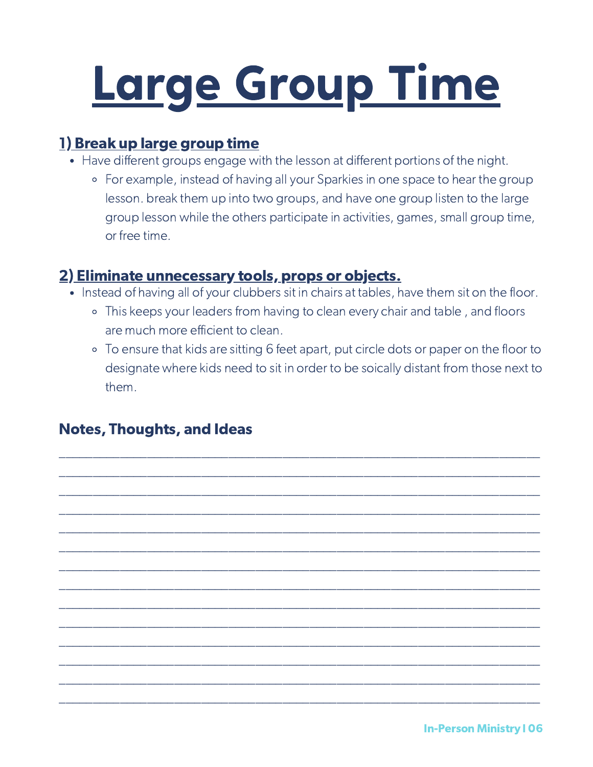# Large Group Time

## 1) Break up large group time

- Have different groups engage with the lesson at different portions of the night.
  - For example, instead of having all your Sparkies in one space to hear the group lesson. break them up into two groups, and have one group listen to the large group lesson while the others participate in activities, games, small group time, or free time.

## 2) Eliminate unnecessary tools, props or objects.

- Instead of having all of your clubbers sit in chairs at tables, have them sit on the floor.
  - This keeps your leaders from having to clean every chair and table , and floors are much more efficient to clean.
  - To ensure that kids are sitting 6 feet apart, put circle dots or paper on the floor to designate where kids need to sit in order to be soically distant from those next to them.

### Notes, Thoughts, and Ideas

______________________________________________________________________
______________________________________________________________________
______________________________________________________________________
______________________________________________________________________
______________________________________________________________________
______________________________________________________________________
______________________________________________________________________
______________________________________________________________________
______________________________________________________________________
______________________________________________________________________
______________________________________________________________________
______________________________________________________________________
______________________________________________________________________
______________________________________________________________________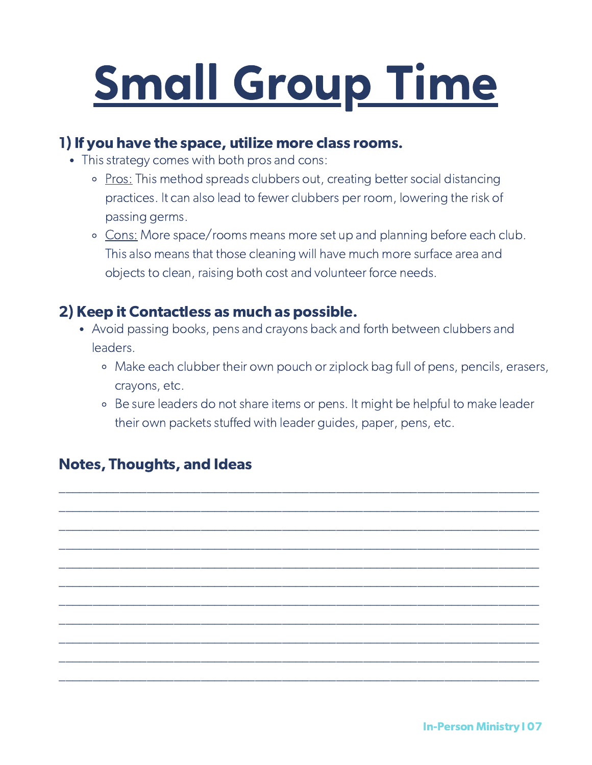# Small Group Time

### 1) If you have the space, utilize more class rooms.

- This strategy comes with both pros and cons:
  - Pros: This method spreads clubbers out, creating better social distancing practices. It can also lead to fewer clubbers per room, lowering the risk of passing germs.
  - Cons: More space/rooms means more set up and planning before each club. This also means that those cleaning will have much more surface area and objects to clean, raising both cost and volunteer force needs.

### 2) Keep it Contactless as much as possible.

- Avoid passing books, pens and crayons back and forth between clubbers and leaders.
  - Make each clubber their own pouch or ziplock bag full of pens, pencils, erasers, crayons, etc.
  - Be sure leaders do not share items or pens. It might be helpful to make leader their own packets stuffed with leader guides, paper, pens, etc.

### Notes, Thoughts, and Ideas

_______________________________________________________________________________

_______________________________________________________________________________

_______________________________________________________________________________

_______________________________________________________________________________

_______________________________________________________________________________

_______________________________________________________________________________

_______________________________________________________________________________

_______________________________________________________________________________

_______________________________________________________________________________

_______________________________________________________________________________

_______________________________________________________________________________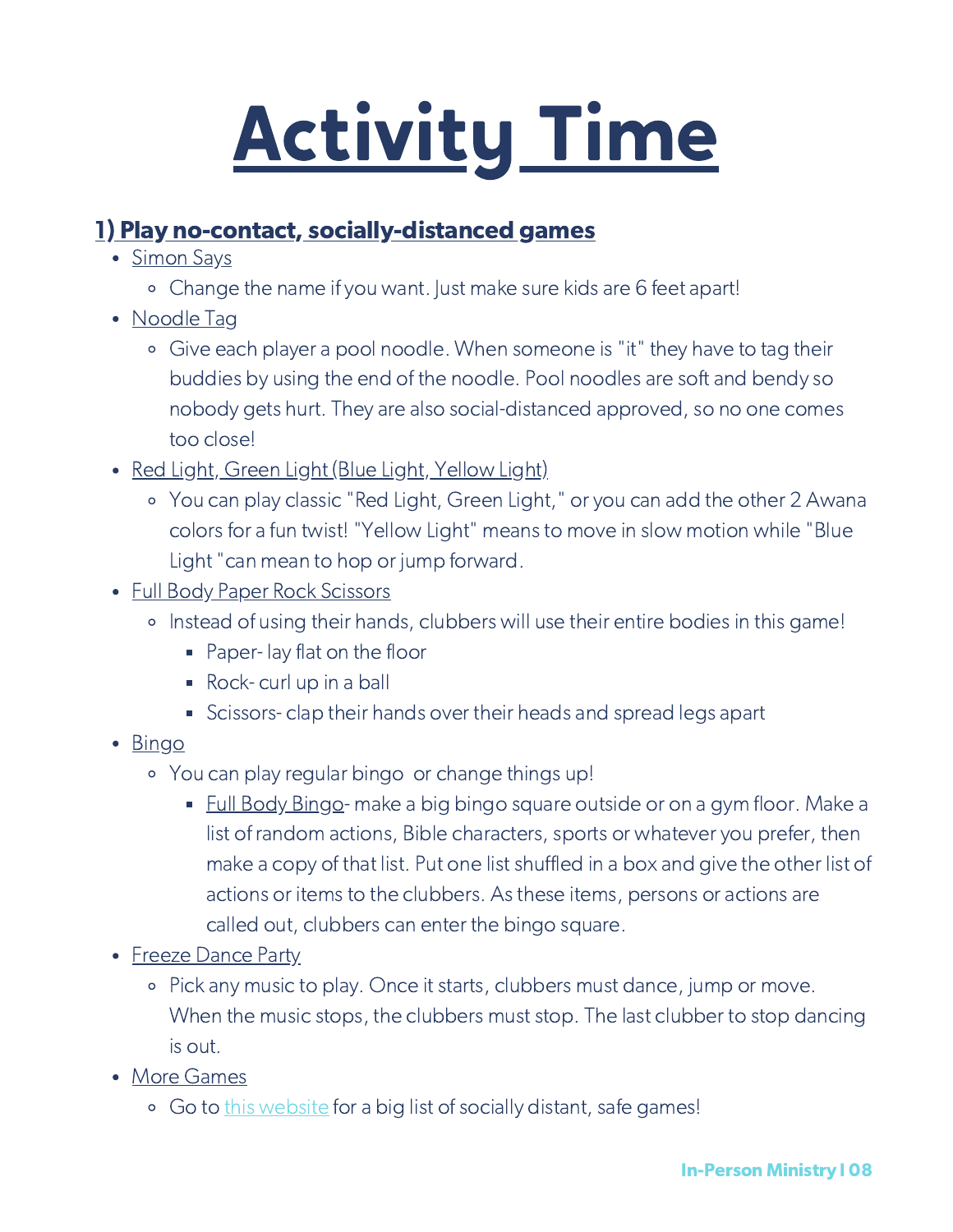# Activity Time

## 1) Play no-contact, socially-distanced games

- Simon Says
  - Change the name if you want. Just make sure kids are 6 feet apart!
- Noodle Tag
  - Give each player a pool noodle. When someone is "it" they have to tag their buddies by using the end of the noodle. Pool noodles are soft and bendy so nobody gets hurt. They are also social-distanced approved, so no one comes too close!
- Red Light, Green Light (Blue Light, Yellow Light)
  - You can play classic "Red Light, Green Light," or you can add the other 2 Awana colors for a fun twist! "Yellow Light" means to move in slow motion while "Blue Light "can mean to hop or jump forward.
- Full Body Paper Rock Scissors
  - Instead of using their hands, clubbers will use their entire bodies in this game!
    - Paper- lay flat on the floor
    - Rock- curl up in a ball
    - Scissors- clap their hands over their heads and spread legs apart
- Bingo
  - You can play regular bingo or change things up!
    - Full Body Bingo- make a big bingo square outside or on a gym floor. Make a list of random actions, Bible characters, sports or whatever you prefer, then make a copy of that list. Put one list shuffled in a box and give the other list of actions or items to the clubbers. As these items, persons or actions are called out, clubbers can enter the bingo square.
- Freeze Dance Party
  - Pick any music to play. Once it starts, clubbers must dance, jump or move. When the music stops, the clubbers must stop. The last clubber to stop dancing is out.
- More Games
  - Go to this website for a big list of socially distant, safe games!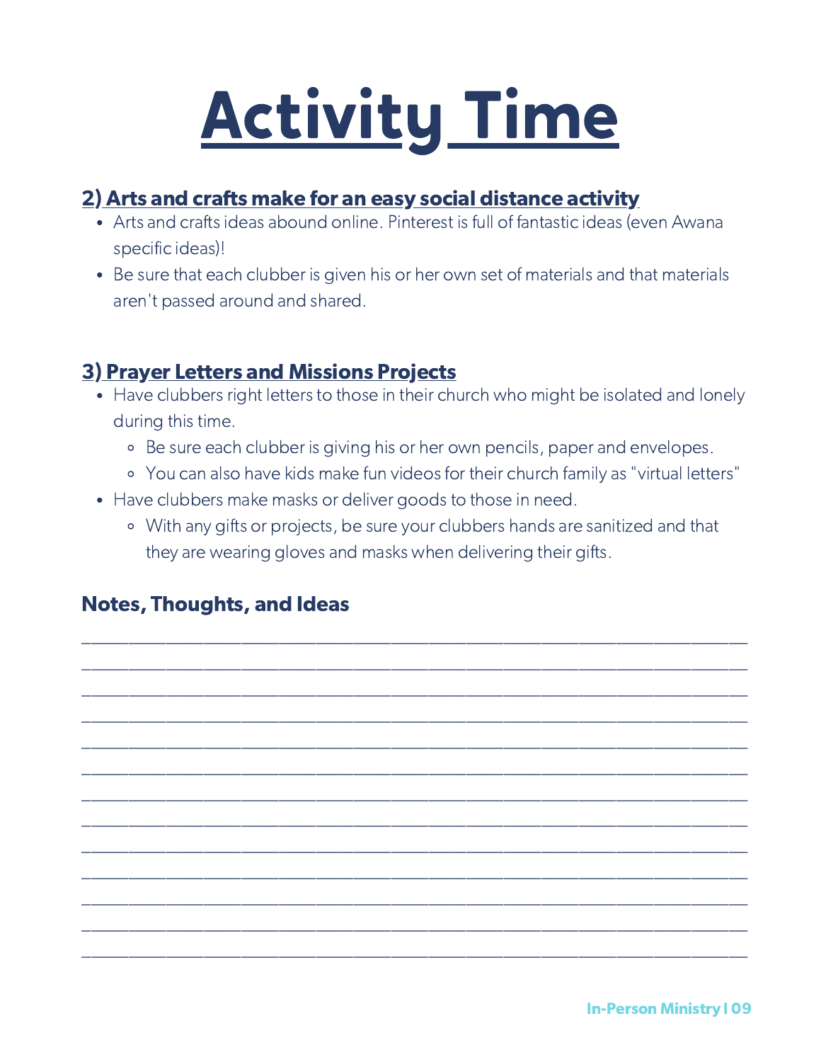# Activity Time

## 2) Arts and crafts make for an easy social distance activity

- Arts and crafts ideas abound online. Pinterest is full of fantastic ideas (even Awana specific ideas)!
- Be sure that each clubber is given his or her own set of materials and that materials aren't passed around and shared.

## 3) Prayer Letters and Missions Projects

- Have clubbers right letters to those in their church who might be isolated and lonely during this time.
  - Be sure each clubber is giving his or her own pencils, paper and envelopes.
  - You can also have kids make fun videos for their church family as "virtual letters"
- Have clubbers make masks or deliver goods to those in need.
  - With any gifts or projects, be sure your clubbers hands are sanitized and that they are wearing gloves and masks when delivering their gifts.

### Notes, Thoughts, and Ideas

______________________________________________________________________________

______________________________________________________________________________

______________________________________________________________________________

______________________________________________________________________________

______________________________________________________________________________

______________________________________________________________________________

______________________________________________________________________________

______________________________________________________________________________

______________________________________________________________________________

______________________________________________________________________________

______________________________________________________________________________

______________________________________________________________________________

______________________________________________________________________________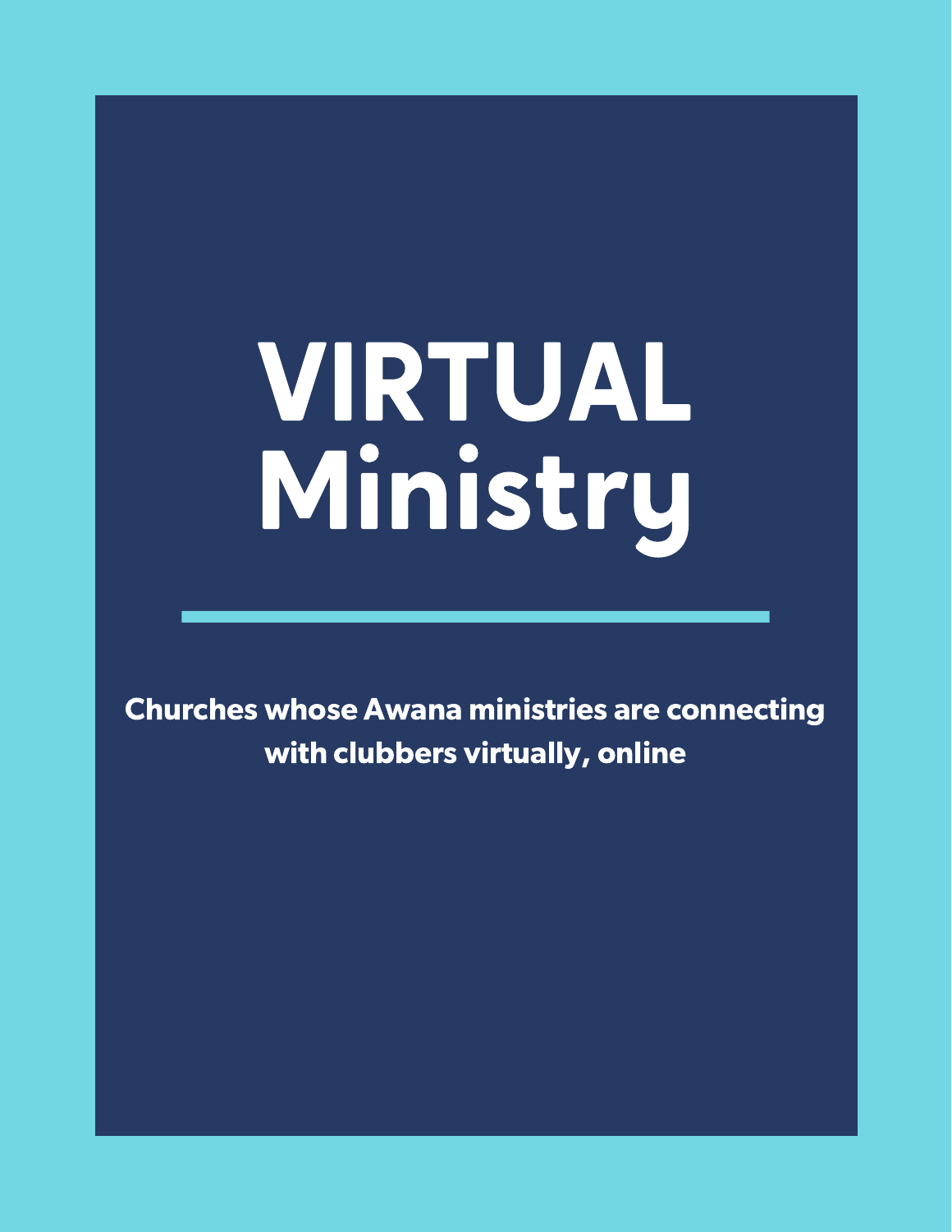# VIRTUAL Ministry

**Churches whose Awana ministries are connecting with clubbers virtually, online**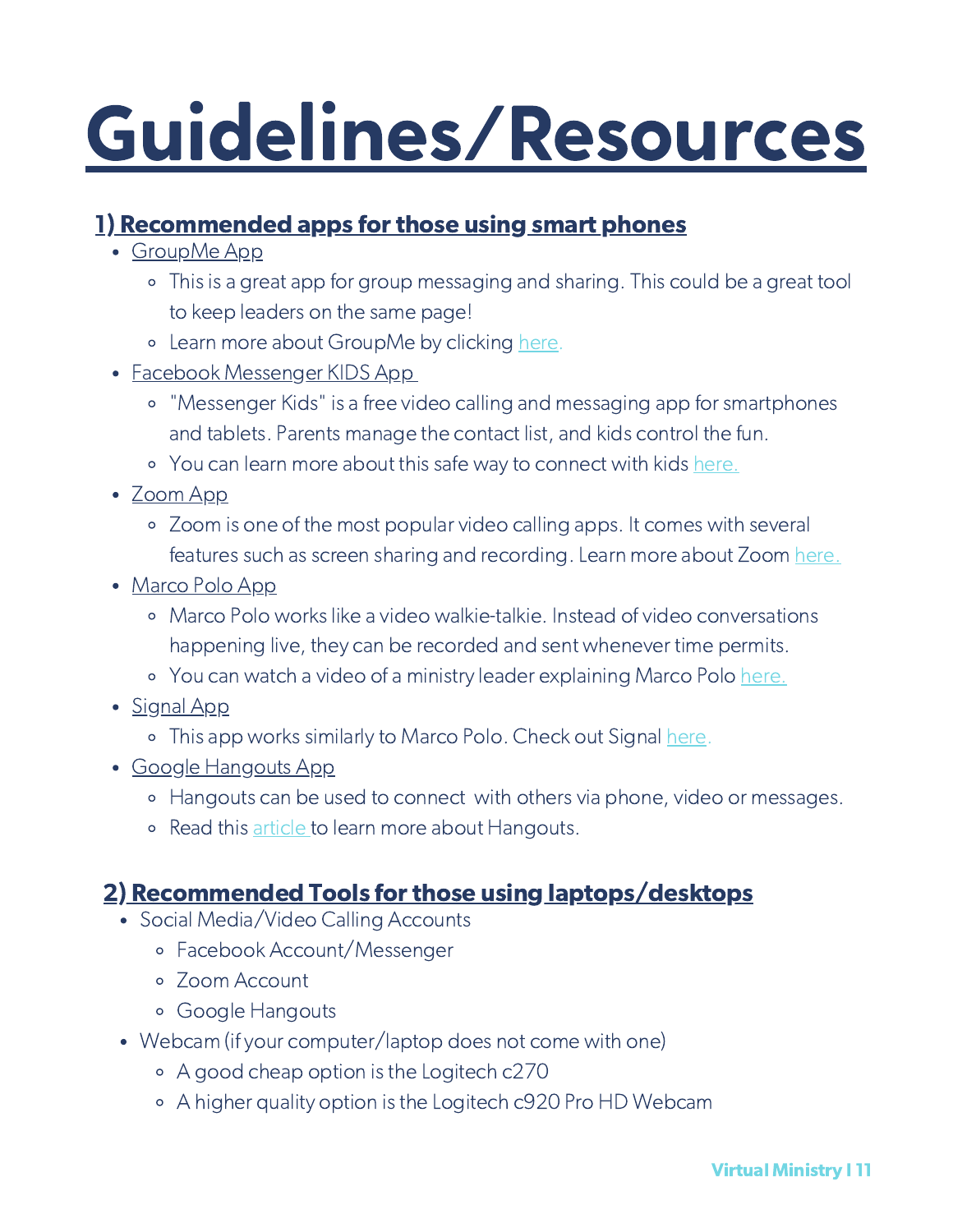# Guidelines/Resources

## 1) Recommended apps for those using smart phones

- GroupMe App
  - This is a great app for group messaging and sharing. This could be a great tool to keep leaders on the same page!
  - Learn more about GroupMe by clicking here.
- Facebook Messenger KIDS App
  - "Messenger Kids" is a free video calling and messaging app for smartphones and tablets. Parents manage the contact list, and kids control the fun.
  - You can learn more about this safe way to connect with kids here.
- Zoom App
  - Zoom is one of the most popular video calling apps. It comes with several features such as screen sharing and recording. Learn more about Zoom here.
- Marco Polo App
  - Marco Polo works like a video walkie-talkie. Instead of video conversations happening live, they can be recorded and sent whenever time permits.
  - You can watch a video of a ministry leader explaining Marco Polo here.
- Signal App
  - This app works similarly to Marco Polo. Check out Signal here.
- Google Hangouts App
  - Hangouts can be used to connect with others via phone, video or messages.
  - Read this article to learn more about Hangouts.

## 2) Recommended Tools for those using laptops/desktops

- Social Media/Video Calling Accounts
  - Facebook Account/Messenger
  - Zoom Account
  - Google Hangouts
- Webcam (if your computer/laptop does not come with one)
  - A good cheap option is the Logitech c270
  - A higher quality option is the Logitech c920 Pro HD Webcam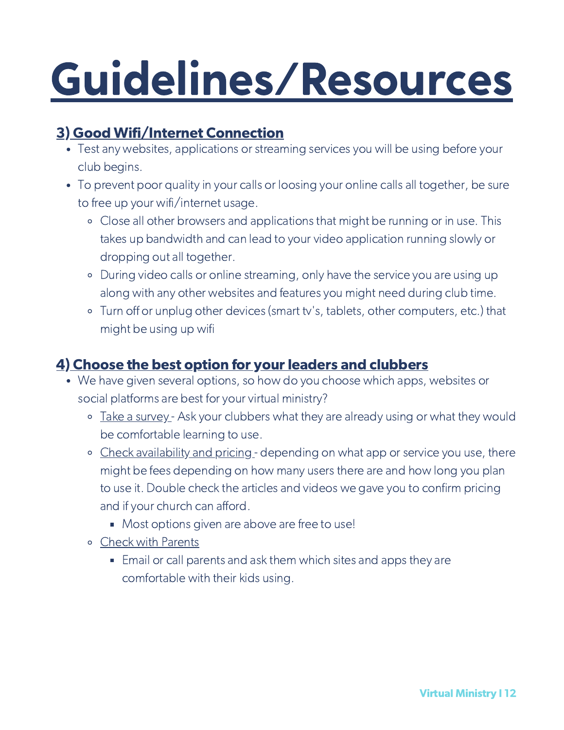# Guidelines/Resources

## 3) Good Wifi/Internet Connection

- Test any websites, applications or streaming services you will be using before your club begins.
- To prevent poor quality in your calls or loosing your online calls all together, be sure to free up your wifi/internet usage.
    - Close all other browsers and applications that might be running or in use. This takes up bandwidth and can lead to your video application running slowly or dropping out all together.
    - During video calls or online streaming, only have the service you are using up along with any other websites and features you might need during club time.
    - Turn off or unplug other devices (smart tv's, tablets, other computers, etc.) that might be using up wifi

## 4) Choose the best option for your leaders and clubbers

- We have given several options, so how do you choose which apps, websites or social platforms are best for your virtual ministry?
    - Take a survey - Ask your clubbers what they are already using or what they would be comfortable learning to use.
    - Check availability and pricing - depending on what app or service you use, there might be fees depending on how many users there are and how long you plan to use it. Double check the articles and videos we gave you to confirm pricing and if your church can afford.
        - Most options given are above are free to use!
    - Check with Parents
        - Email or call parents and ask them which sites and apps they are comfortable with their kids using.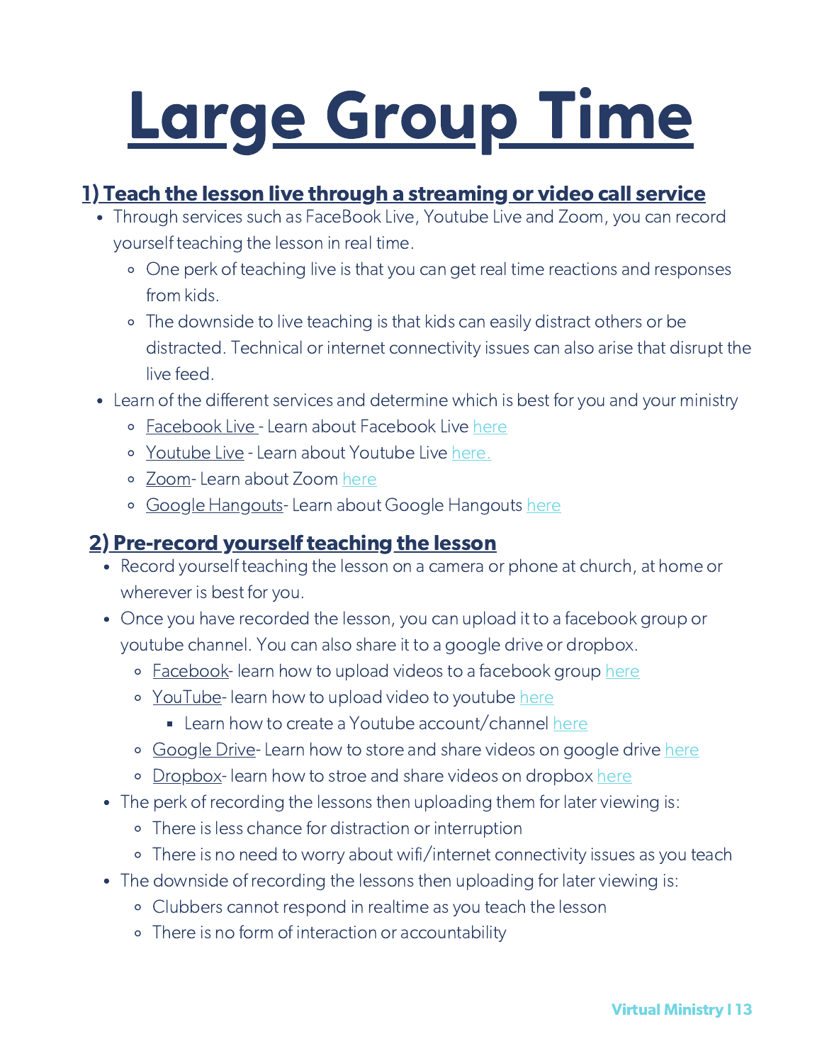# Large Group Time

## 1) Teach the lesson live through a streaming or video call service

- Through services such as FaceBook Live, Youtube Live and Zoom, you can record yourself teaching the lesson in real time.
  - One perk of teaching live is that you can get real time reactions and responses from kids.
  - The downside to live teaching is that kids can easily distract others or be distracted. Technical or internet connectivity issues can also arise that disrupt the live feed.
- Learn of the different services and determine which is best for you and your ministry
  - Facebook Live - Learn about Facebook Live here
  - Youtube Live - Learn about Youtube Live here.
  - Zoom- Learn about Zoom here
  - Google Hangouts- Learn about Google Hangouts here

## 2) Pre-record yourself teaching the lesson

- Record yourself teaching the lesson on a camera or phone at church, at home or wherever is best for you.
- Once you have recorded the lesson, you can upload it to a facebook group or youtube channel. You can also share it to a google drive or dropbox.
  - Facebook- learn how to upload videos to a facebook group here
  - YouTube- learn how to upload video to youtube here
    - Learn how to create a Youtube account/channel here
  - Google Drive- Learn how to store and share videos on google drive here
  - Dropbox- learn how to stroe and share videos on dropbox here
- The perk of recording the lessons then uploading them for later viewing is:
  - There is less chance for distraction or interruption
  - There is no need to worry about wifi/internet connectivity issues as you teach
- The downside of recording the lessons then uploading for later viewing is:
  - Clubbers cannot respond in realtime as you teach the lesson
  - There is no form of interaction or accountability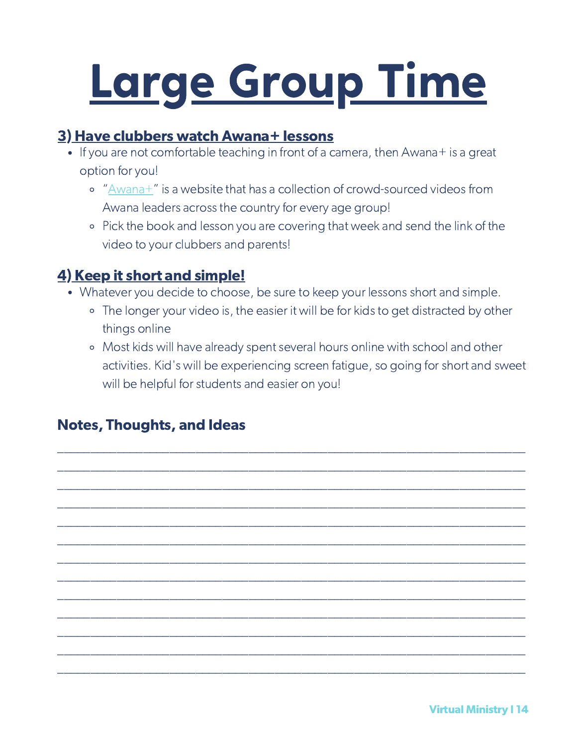# Large Group Time

## 3) Have clubbers watch Awana+ lessons

- If you are not comfortable teaching in front of a camera, then Awana+ is a great option for you!
  - "Awana+" is a website that has a collection of crowd-sourced videos from Awana leaders across the country for every age group!
  - Pick the book and lesson you are covering that week and send the link of the video to your clubbers and parents!

## 4) Keep it short and simple!

- Whatever you decide to choose, be sure to keep your lessons short and simple.
  - The longer your video is, the easier it will be for kids to get distracted by other things online
  - Most kids will have already spent several hours online with school and other activities. Kid's will be experiencing screen fatigue, so going for short and sweet will be helpful for students and easier on you!

### Notes, Thoughts, and Ideas

______________________________________________________________________

______________________________________________________________________

______________________________________________________________________

______________________________________________________________________

______________________________________________________________________

______________________________________________________________________

______________________________________________________________________

______________________________________________________________________

______________________________________________________________________

______________________________________________________________________

______________________________________________________________________

______________________________________________________________________

______________________________________________________________________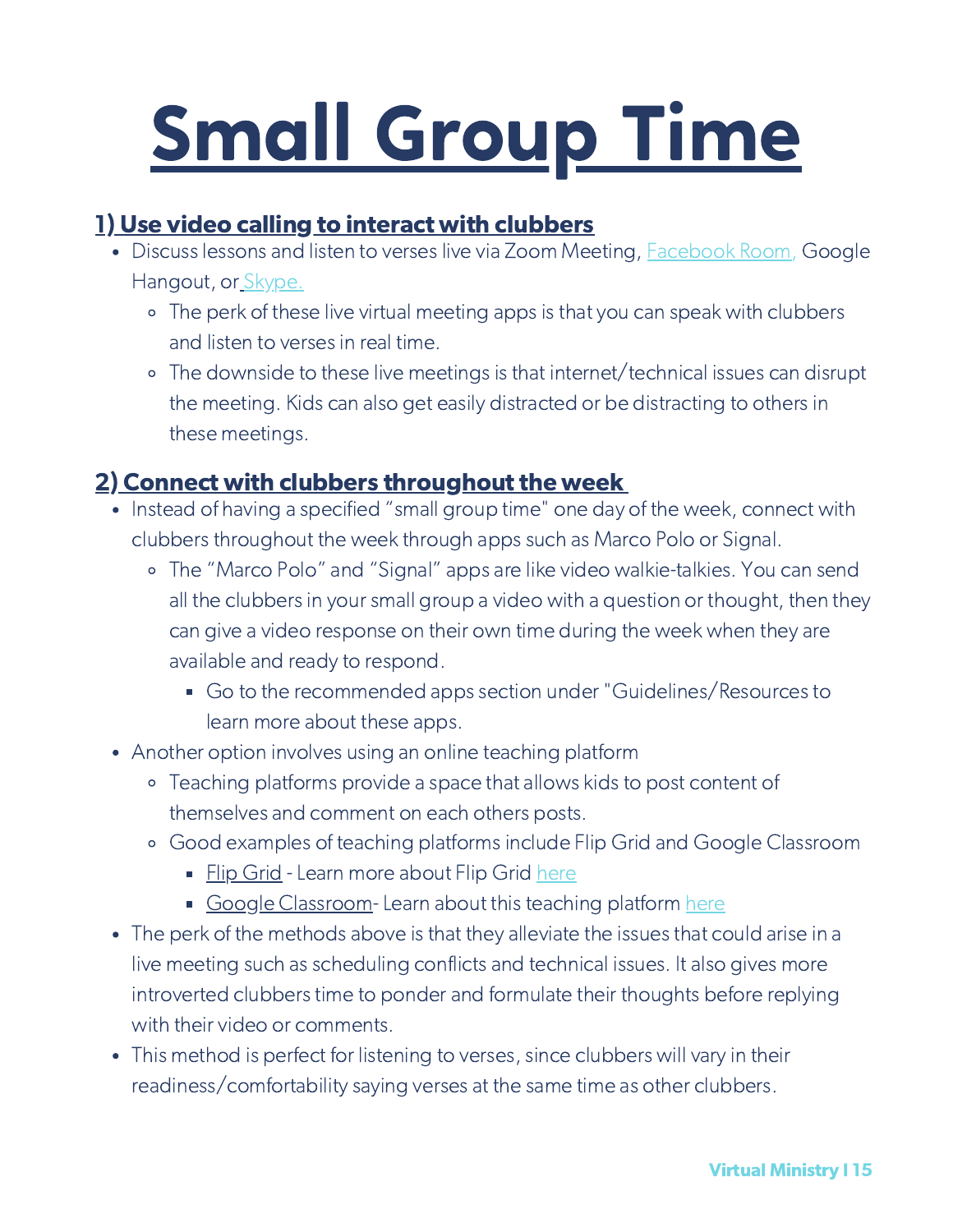# Small Group Time

## 1) Use video calling to interact with clubbers

- Discuss lessons and listen to verses live via Zoom Meeting, Facebook Room, Google Hangout, or Skype.
  - The perk of these live virtual meeting apps is that you can speak with clubbers and listen to verses in real time.
  - The downside to these live meetings is that internet/technical issues can disrupt the meeting. Kids can also get easily distracted or be distracting to others in these meetings.

## 2) Connect with clubbers throughout the week

- Instead of having a specified "small group time" one day of the week, connect with clubbers throughout the week through apps such as Marco Polo or Signal.
  - The "Marco Polo" and "Signal" apps are like video walkie-talkies. You can send all the clubbers in your small group a video with a question or thought, then they can give a video response on their own time during the week when they are available and ready to respond.
    - Go to the recommended apps section under "Guidelines/Resources to learn more about these apps.
- Another option involves using an online teaching platform
  - Teaching platforms provide a space that allows kids to post content of themselves and comment on each others posts.
  - Good examples of teaching platforms include Flip Grid and Google Classroom
    - Flip Grid - Learn more about Flip Grid here
    - Google Classroom- Learn about this teaching platform here
- The perk of the methods above is that they alleviate the issues that could arise in a live meeting such as scheduling conflicts and technical issues. It also gives more introverted clubbers time to ponder and formulate their thoughts before replying with their video or comments.
- This method is perfect for listening to verses, since clubbers will vary in their readiness/comfortability saying verses at the same time as other clubbers.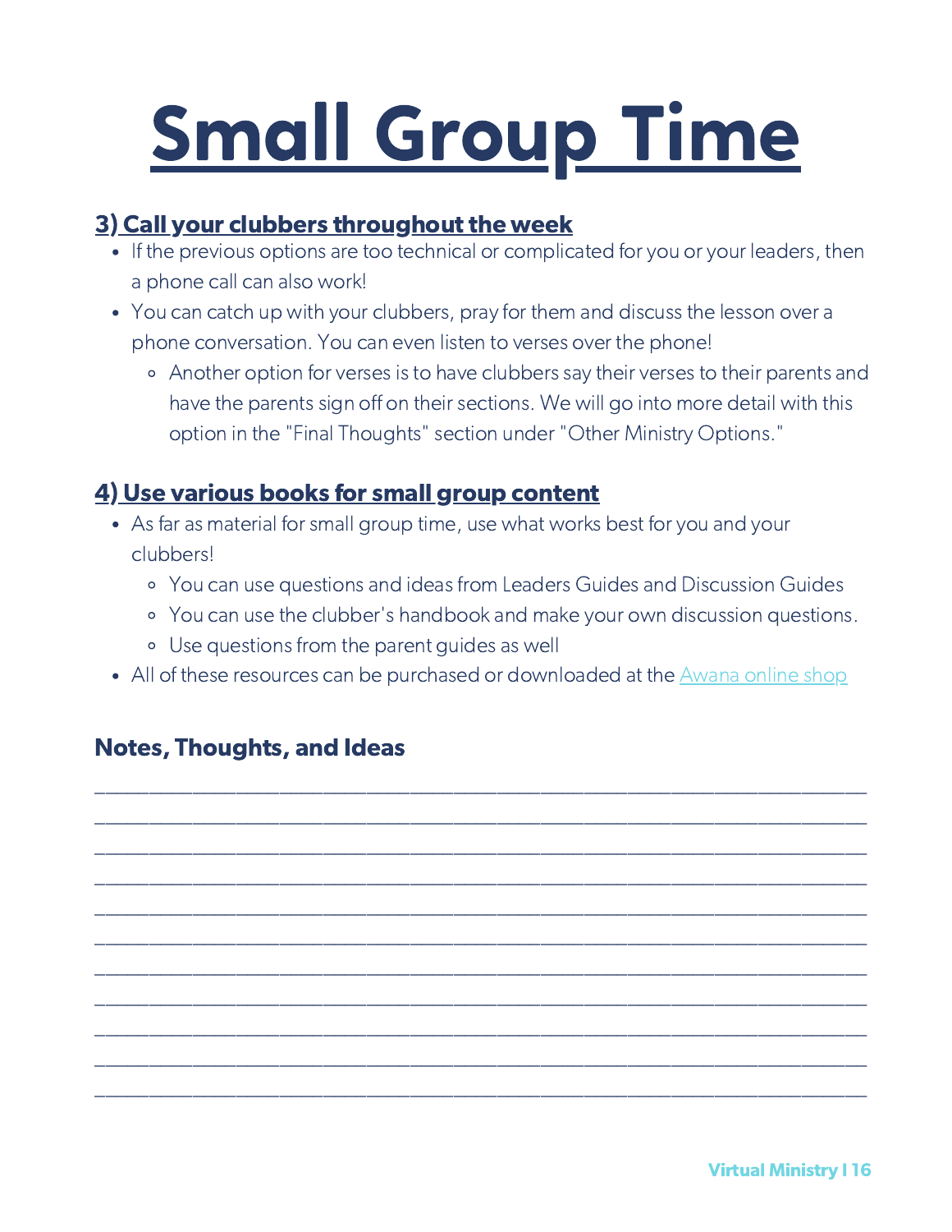# Small Group Time

## 3) Call your clubbers throughout the week

- If the previous options are too technical or complicated for you or your leaders, then a phone call can also work!
- You can catch up with your clubbers, pray for them and discuss the lesson over a phone conversation. You can even listen to verses over the phone!
  - Another option for verses is to have clubbers say their verses to their parents and have the parents sign off on their sections. We will go into more detail with this option in the "Final Thoughts" section under "Other Ministry Options."

## 4) Use various books for small group content

- As far as material for small group time, use what works best for you and your clubbers!
  - You can use questions and ideas from Leaders Guides and Discussion Guides
  - You can use the clubber's handbook and make your own discussion questions.
  - Use questions from the parent guides as well
- All of these resources can be purchased or downloaded at the Awana online shop

### Notes, Thoughts, and Ideas

___________________________________________________________________________

___________________________________________________________________________

___________________________________________________________________________

___________________________________________________________________________

___________________________________________________________________________

___________________________________________________________________________

___________________________________________________________________________

___________________________________________________________________________

___________________________________________________________________________

___________________________________________________________________________

___________________________________________________________________________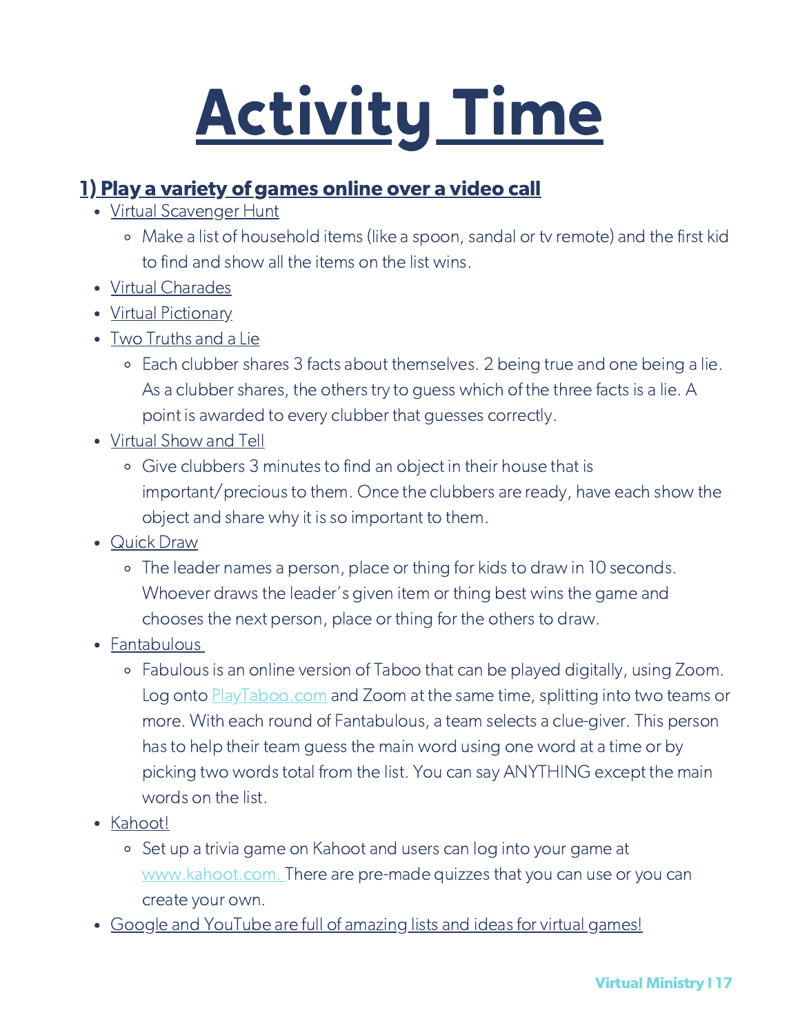# Activity Time

## 1) Play a variety of games online over a video call

- Virtual Scavenger Hunt
  - Make a list of household items (like a spoon, sandal or tv remote) and the first kid to find and show all the items on the list wins.
- Virtual Charades
- Virtual Pictionary
- Two Truths and a Lie
  - Each clubber shares 3 facts about themselves. 2 being true and one being a lie. As a clubber shares, the others try to guess which of the three facts is a lie. A point is awarded to every clubber that guesses correctly.
- Virtual Show and Tell
  - Give clubbers 3 minutes to find an object in their house that is important/precious to them. Once the clubbers are ready, have each show the object and share why it is so important to them.
- Quick Draw
  - The leader names a person, place or thing for kids to draw in 10 seconds. Whoever draws the leader's given item or thing best wins the game and chooses the next person, place or thing for the others to draw.
- Fantabulous
  - Fabulous is an online version of Taboo that can be played digitally, using Zoom. Log onto PlayTaboo.com and Zoom at the same time, splitting into two teams or more. With each round of Fantabulous, a team selects a clue-giver. This person has to help their team guess the main word using one word at a time or by picking two words total from the list. You can say ANYTHING except the main words on the list.
- Kahoot!
  - Set up a trivia game on Kahoot and users can log into your game at www.kahoot.com. There are pre-made quizzes that you can use or you can create your own.
- Google and YouTube are full of amazing lists and ideas for virtual games!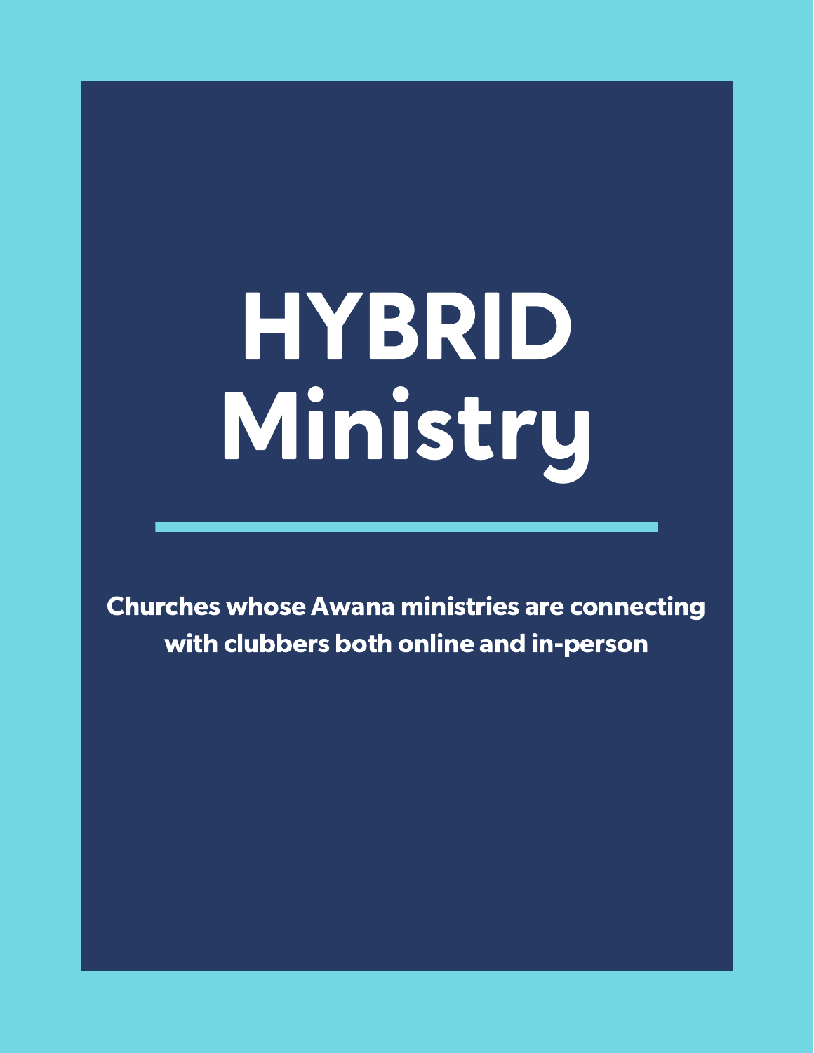# HYBRID Ministry

**Churches whose Awana ministries are connecting with clubbers both online and in-person**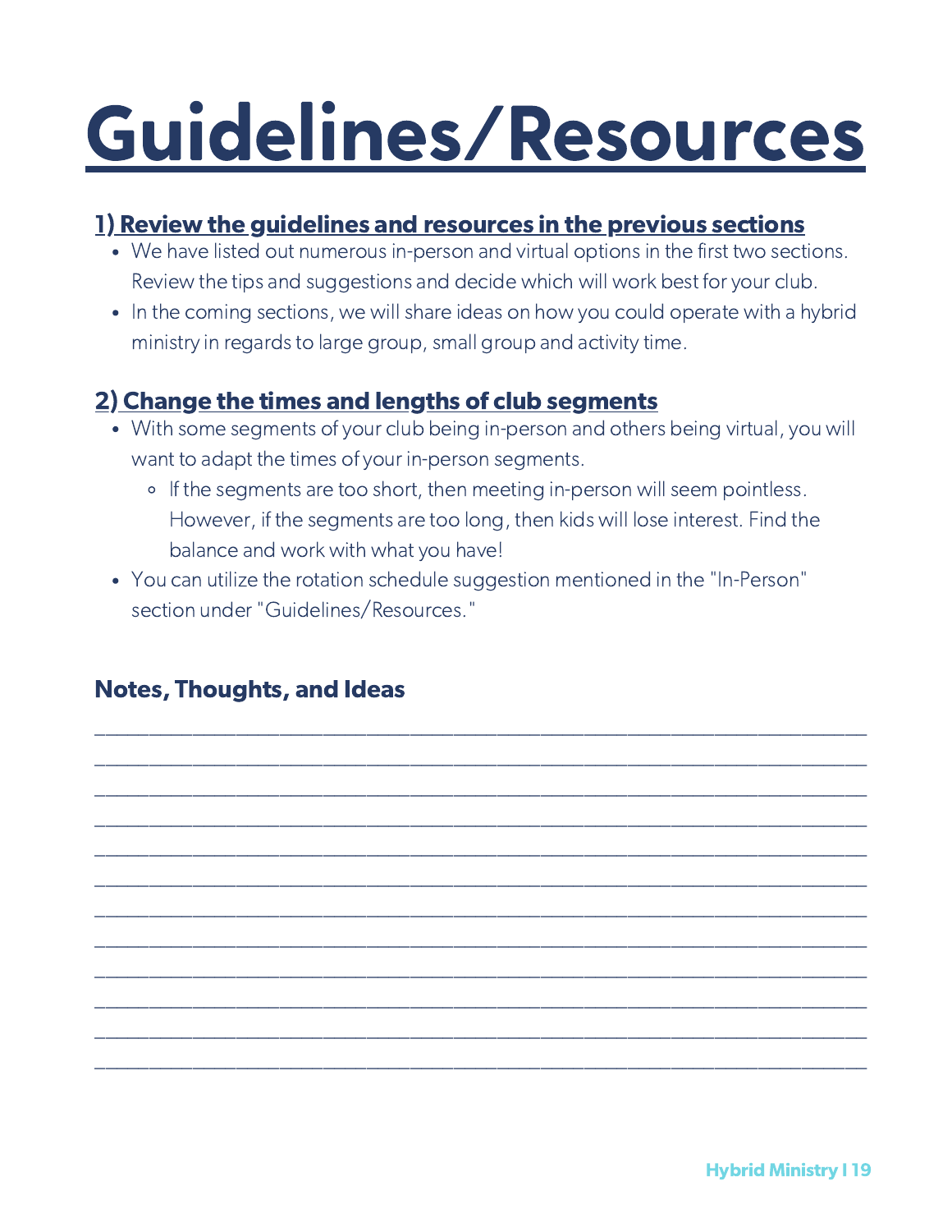# Guidelines/Resources

## 1) Review the guidelines and resources in the previous sections

- We have listed out numerous in-person and virtual options in the first two sections. Review the tips and suggestions and decide which will work best for your club.
- In the coming sections, we will share ideas on how you could operate with a hybrid ministry in regards to large group, small group and activity time.

## 2) Change the times and lengths of club segments

- With some segments of your club being in-person and others being virtual, you will want to adapt the times of your in-person segments.
  - If the segments are too short, then meeting in-person will seem pointless. However, if the segments are too long, then kids will lose interest. Find the balance and work with what you have!
- You can utilize the rotation schedule suggestion mentioned in the "In-Person" section under "Guidelines/Resources."

### Notes, Thoughts, and Ideas

______________________________________________________________________________

______________________________________________________________________________

______________________________________________________________________________

______________________________________________________________________________

______________________________________________________________________________

______________________________________________________________________________

______________________________________________________________________________

______________________________________________________________________________

______________________________________________________________________________

______________________________________________________________________________

______________________________________________________________________________

______________________________________________________________________________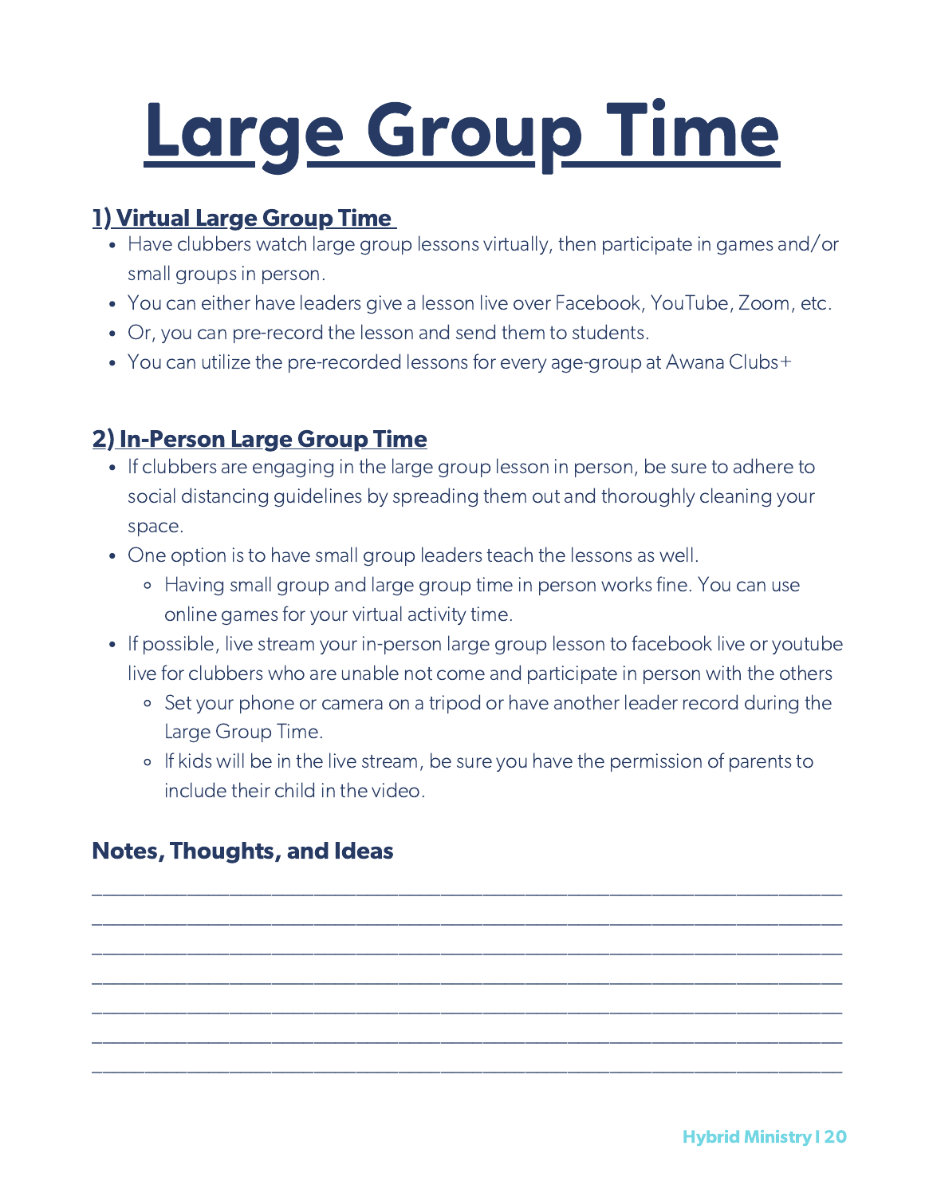# Large Group Time

## 1) Virtual Large Group Time

- Have clubbers watch large group lessons virtually, then participate in games and/or small groups in person.
- You can either have leaders give a lesson live over Facebook, YouTube, Zoom, etc.
- Or, you can pre-record the lesson and send them to students.
- You can utilize the pre-recorded lessons for every age-group at Awana Clubs+

## 2) In-Person Large Group Time

- If clubbers are engaging in the large group lesson in person, be sure to adhere to social distancing guidelines by spreading them out and thoroughly cleaning your space.
- One option is to have small group leaders teach the lessons as well.
    - Having small group and large group time in person works fine. You can use online games for your virtual activity time.
- If possible, live stream your in-person large group lesson to facebook live or youtube live for clubbers who are unable not come and participate in person with the others
    - Set your phone or camera on a tripod or have another leader record during the Large Group Time.
    - If kids will be in the live stream, be sure you have the permission of parents to include their child in the video.

### Notes, Thoughts, and Ideas

______________________________________________________________________

______________________________________________________________________

______________________________________________________________________

______________________________________________________________________

______________________________________________________________________

______________________________________________________________________

______________________________________________________________________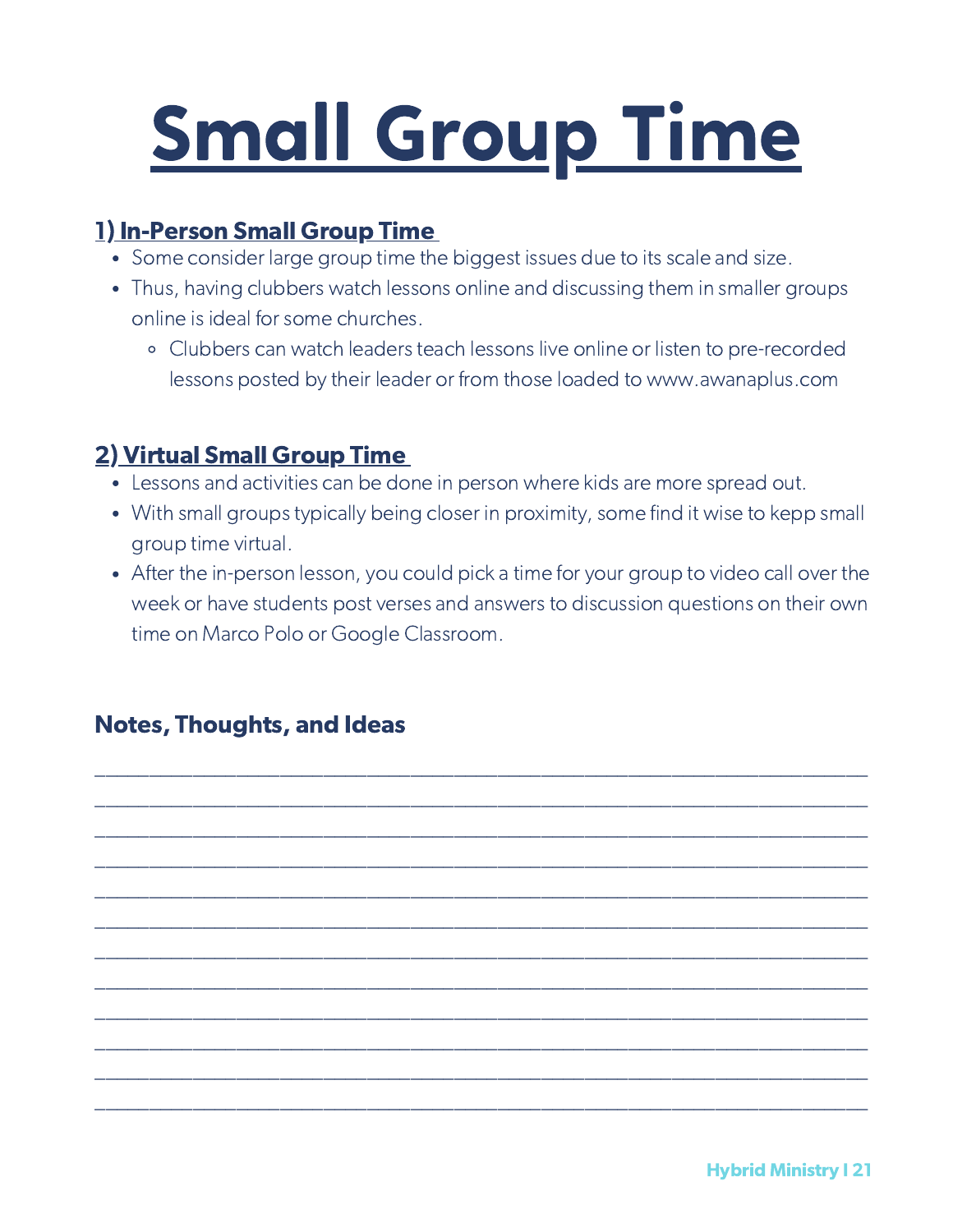# Small Group Time

## 1) In-Person Small Group Time

- Some consider large group time the biggest issues due to its scale and size.
- Thus, having clubbers watch lessons online and discussing them in smaller groups online is ideal for some churches.
  - Clubbers can watch leaders teach lessons live online or listen to pre-recorded lessons posted by their leader or from those loaded to www.awanaplus.com

## 2) Virtual Small Group Time

- Lessons and activities can be done in person where kids are more spread out.
- With small groups typically being closer in proximity, some find it wise to kepp small group time virtual.
- After the in-person lesson, you could pick a time for your group to video call over the week or have students post verses and answers to discussion questions on their own time on Marco Polo or Google Classroom.

### Notes, Thoughts, and Ideas

___________________________________________________________________________

___________________________________________________________________________

___________________________________________________________________________

___________________________________________________________________________

___________________________________________________________________________

___________________________________________________________________________

___________________________________________________________________________

___________________________________________________________________________

___________________________________________________________________________

___________________________________________________________________________

___________________________________________________________________________

___________________________________________________________________________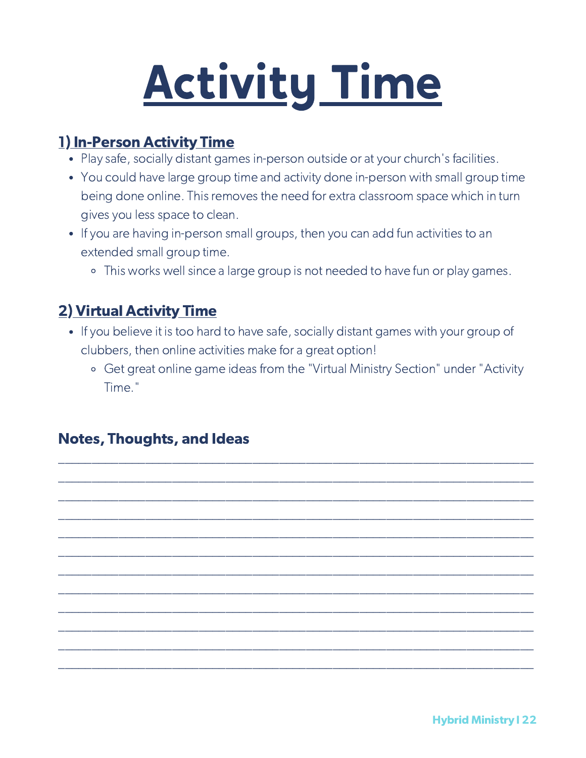# Activity Time

## 1) In-Person Activity Time

- Play safe, socially distant games in-person outside or at your church's facilities.
- You could have large group time and activity done in-person with small group time being done online. This removes the need for extra classroom space which in turn gives you less space to clean.
- If you are having in-person small groups, then you can add fun activities to an extended small group time.
  - This works well since a large group is not needed to have fun or play games.

## 2) Virtual Activity Time

- If you believe it is too hard to have safe, socially distant games with your group of clubbers, then online activities make for a great option!
  - Get great online game ideas from the "Virtual Ministry Section" under "Activity Time."

### Notes, Thoughts, and Ideas

____________________________________________________________________________
____________________________________________________________________________
____________________________________________________________________________
____________________________________________________________________________
____________________________________________________________________________
____________________________________________________________________________
____________________________________________________________________________
____________________________________________________________________________
____________________________________________________________________________
____________________________________________________________________________
____________________________________________________________________________
____________________________________________________________________________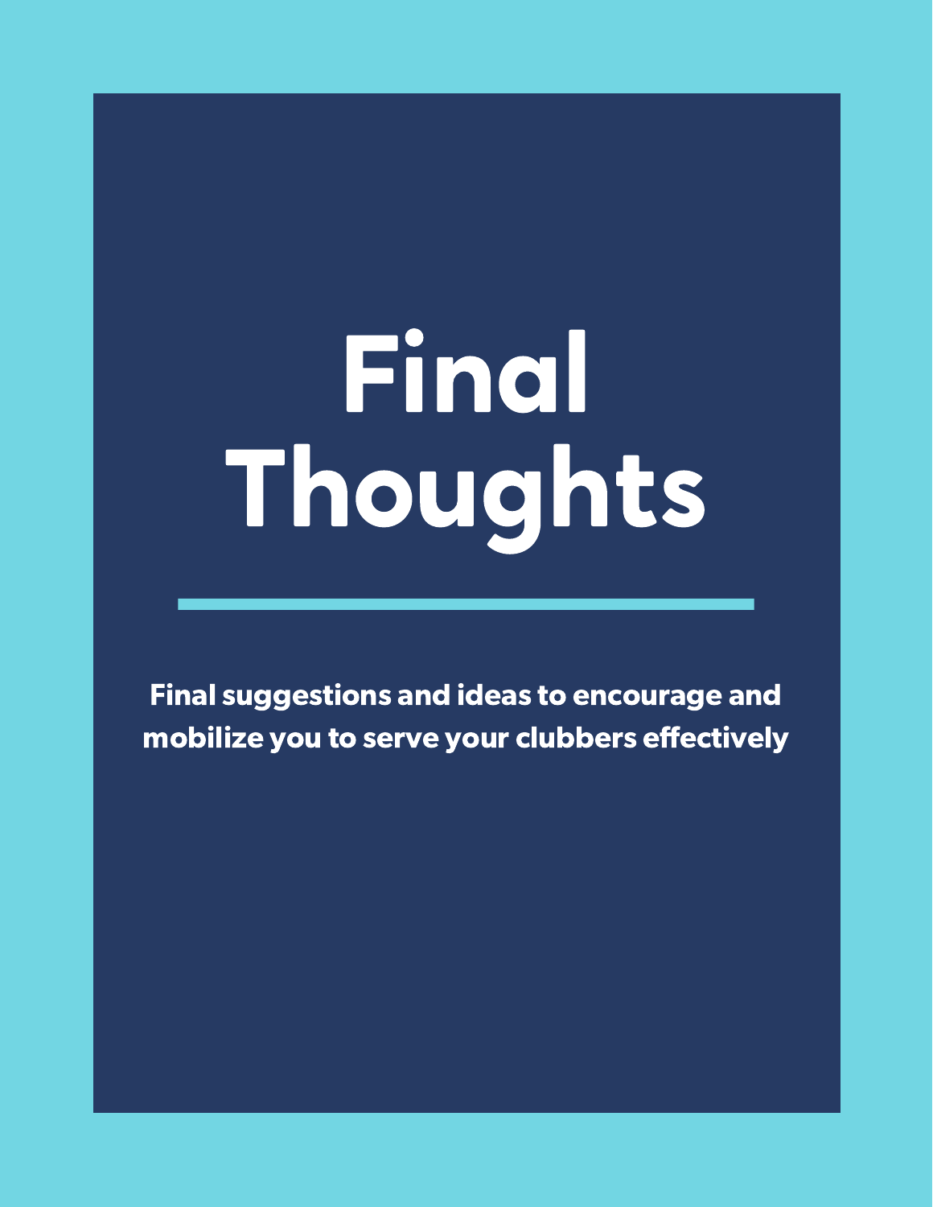# Final Thoughts

**Final suggestions and ideas to encourage and mobilize you to serve your clubbers effectively**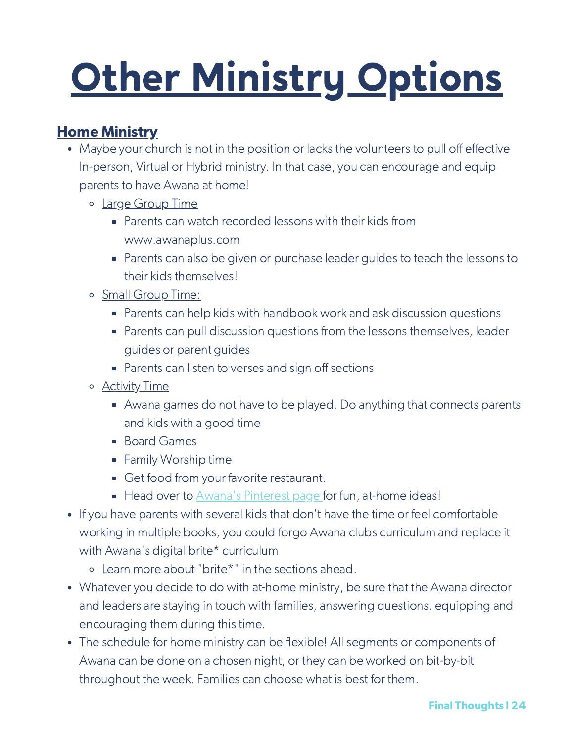# Other Ministry Options

## Home Ministry

- Maybe your church is not in the position or lacks the volunteers to pull off effective In-person, Virtual or Hybrid ministry. In that case, you can encourage and equip parents to have Awana at home!
  - Large Group Time
    - Parents can watch recorded lessons with their kids from www.awanaplus.com
    - Parents can also be given or purchase leader guides to teach the lessons to their kids themselves!
  - Small Group Time:
    - Parents can help kids with handbook work and ask discussion questions
    - Parents can pull discussion questions from the lessons themselves, leader guides or parent guides
    - Parents can listen to verses and sign off sections
  - Activity Time
    - Awana games do not have to be played. Do anything that connects parents and kids with a good time
    - Board Games
    - Family Worship time
    - Get food from your favorite restaurant.
    - Head over to [Awana's Pinterest page](#) for fun, at-home ideas!
- If you have parents with several kids that don't have the time or feel comfortable working in multiple books, you could forgo Awana clubs curriculum and replace it with Awana's digital brite* curriculum
  - Learn more about "brite*" in the sections ahead.
- Whatever you decide to do with at-home ministry, be sure that the Awana director and leaders are staying in touch with families, answering questions, equipping and encouraging them during this time.
- The schedule for home ministry can be flexible! All segments or components of Awana can be done on a chosen night, or they can be worked on bit-by-bit throughout the week. Families can choose what is best for them.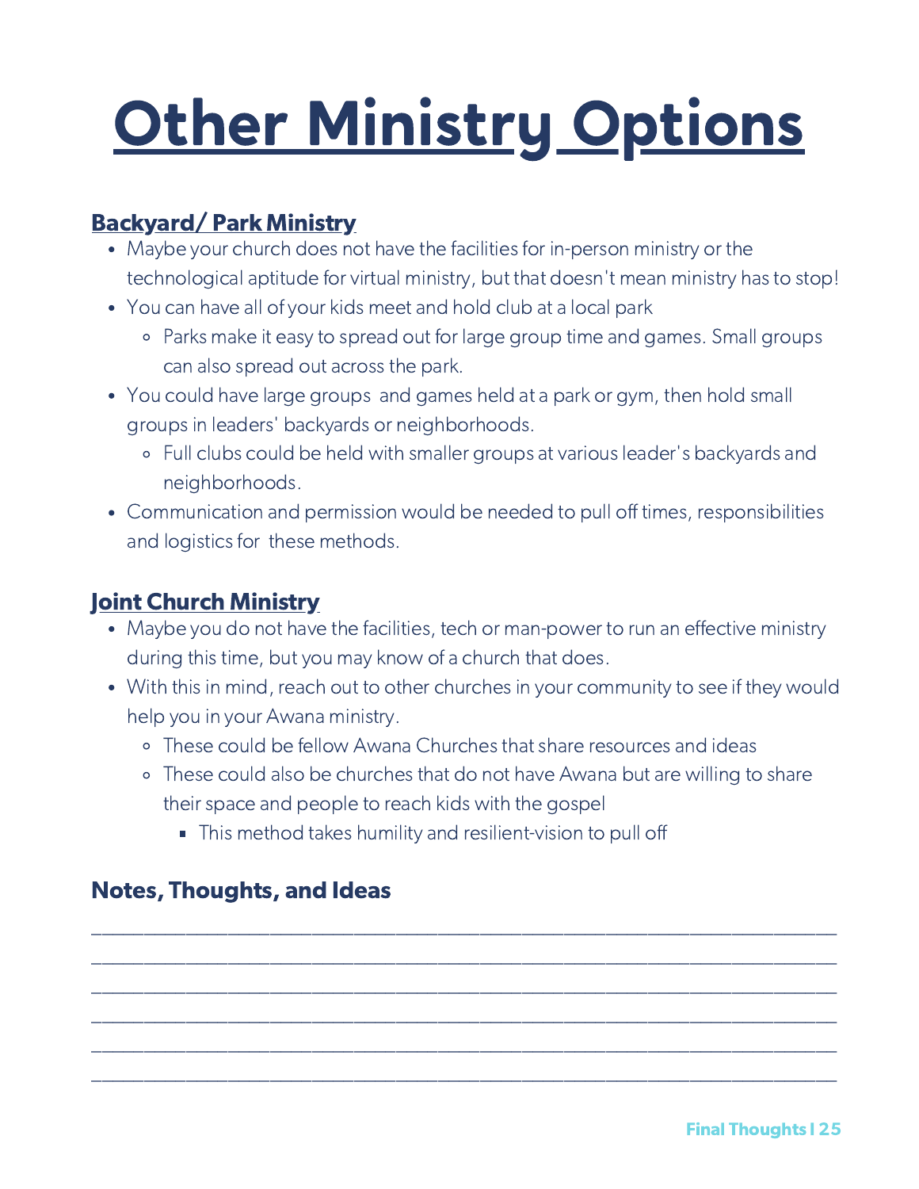# Other Ministry Options

## Backyard/ Park Ministry

- Maybe your church does not have the facilities for in-person ministry or the technological aptitude for virtual ministry, but that doesn't mean ministry has to stop!
- You can have all of your kids meet and hold club at a local park
  - Parks make it easy to spread out for large group time and games. Small groups can also spread out across the park.
- You could have large groups and games held at a park or gym, then hold small groups in leaders' backyards or neighborhoods.
  - Full clubs could be held with smaller groups at various leader's backyards and neighborhoods.
- Communication and permission would be needed to pull off times, responsibilities and logistics for these methods.

## Joint Church Ministry

- Maybe you do not have the facilities, tech or man-power to run an effective ministry during this time, but you may know of a church that does.
- With this in mind, reach out to other churches in your community to see if they would help you in your Awana ministry.
  - These could be fellow Awana Churches that share resources and ideas
  - These could also be churches that do not have Awana but are willing to share their space and people to reach kids with the gospel
    - This method takes humility and resilient-vision to pull off

## Notes, Thoughts, and Ideas

______________________________________________________________________

______________________________________________________________________

______________________________________________________________________

______________________________________________________________________

______________________________________________________________________

______________________________________________________________________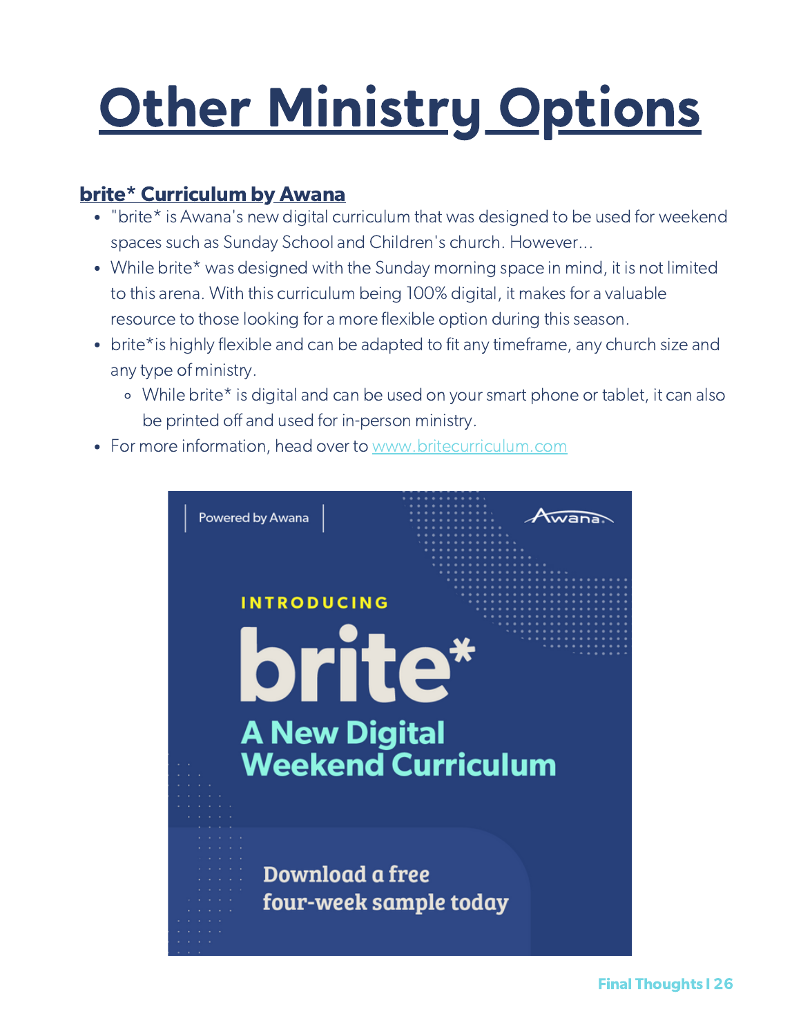# Other Ministry Options

## brite* Curriculum by Awana

- "brite* is Awana's new digital curriculum that was designed to be used for weekend spaces such as Sunday School and Children's church. However...
- While brite* was designed with the Sunday morning space in mind, it is not limited to this arena. With this curriculum being 100% digital, it makes for a valuable resource to those looking for a more flexible option during this season.
- brite*is highly flexible and can be adapted to fit any timeframe, any church size and any type of ministry.
  - While brite* is digital and can be used on your smart phone or tablet, it can also be printed off and used for in-person ministry.
- For more information, head over to www.britecurriculum.com

Powered by Awana

Awana

INTRODUCING

brite*

A New Digital Weekend Curriculum

Download a free four-week sample today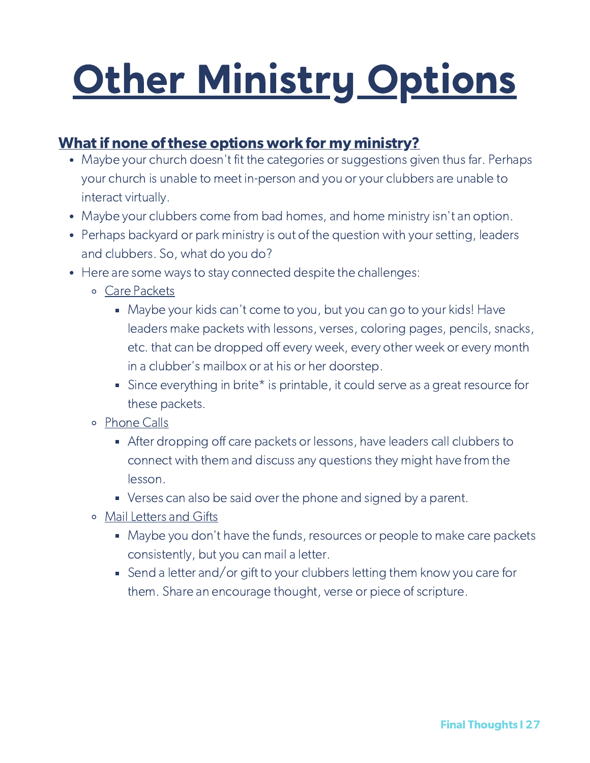# Other Ministry Options

## What if none of these options work for my ministry?

- Maybe your church doesn't fit the categories or suggestions given thus far. Perhaps your church is unable to meet in-person and you or your clubbers are unable to interact virtually.
- Maybe your clubbers come from bad homes, and home ministry isn't an option.
- Perhaps backyard or park ministry is out of the question with your setting, leaders and clubbers. So, what do you do?
- Here are some ways to stay connected despite the challenges:
  - Care Packets
    - Maybe your kids can't come to you, but you can go to your kids! Have leaders make packets with lessons, verses, coloring pages, pencils, snacks, etc. that can be dropped off every week, every other week or every month in a clubber's mailbox or at his or her doorstep.
    - Since everything in brite* is printable, it could serve as a great resource for these packets.
  - Phone Calls
    - After dropping off care packets or lessons, have leaders call clubbers to connect with them and discuss any questions they might have from the lesson.
    - Verses can also be said over the phone and signed by a parent.
  - Mail Letters and Gifts
    - Maybe you don't have the funds, resources or people to make care packets consistently, but you can mail a letter.
    - Send a letter and/or gift to your clubbers letting them know you care for them. Share an encourage thought, verse or piece of scripture.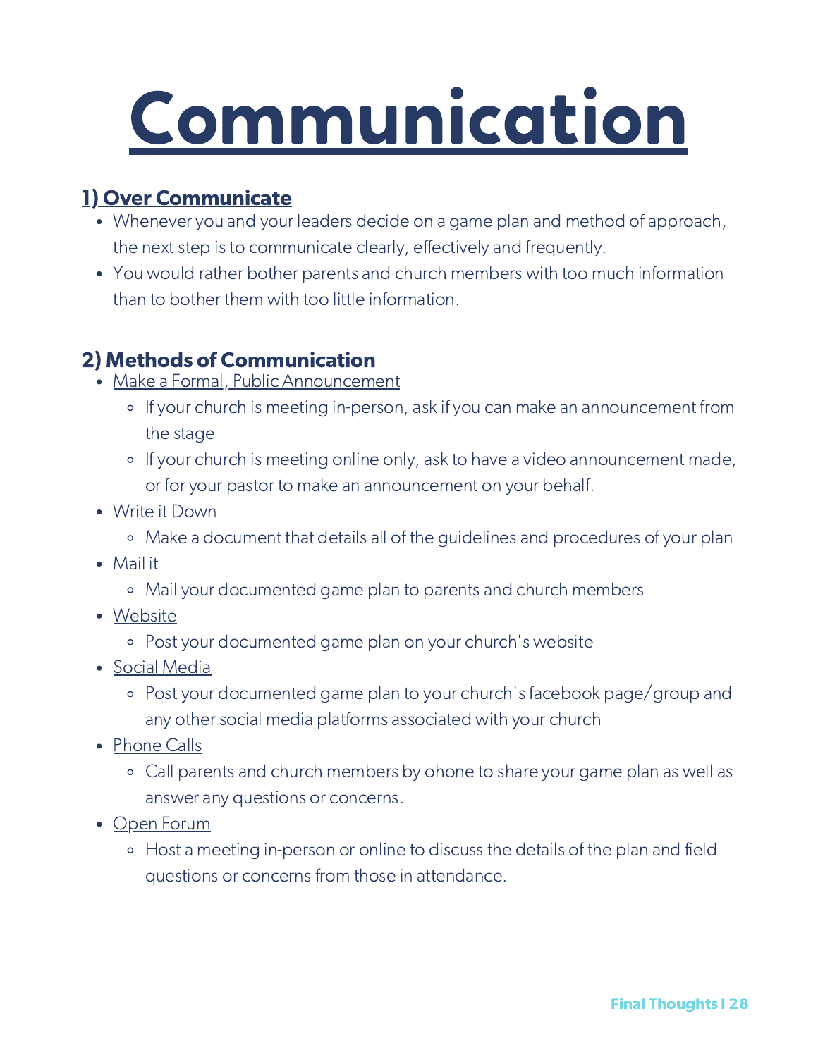# Communication

## 1) Over Communicate

- Whenever you and your leaders decide on a game plan and method of approach, the next step is to communicate clearly, effectively and frequently.
- You would rather bother parents and church members with too much information than to bother them with too little information.

## 2) Methods of Communication

- Make a Formal, Public Announcement
  - If your church is meeting in-person, ask if you can make an announcement from the stage
  - If your church is meeting online only, ask to have a video announcement made, or for your pastor to make an announcement on your behalf.
- Write it Down
  - Make a document that details all of the guidelines and procedures of your plan
- Mail it
  - Mail your documented game plan to parents and church members
- Website
  - Post your documented game plan on your church's website
- Social Media
  - Post your documented game plan to your church's facebook page/group and any other social media platforms associated with your church
- Phone Calls
  - Call parents and church members by ohone to share your game plan as well as answer any questions or concerns.
- Open Forum
  - Host a meeting in-person or online to discuss the details of the plan and field questions or concerns from those in attendance.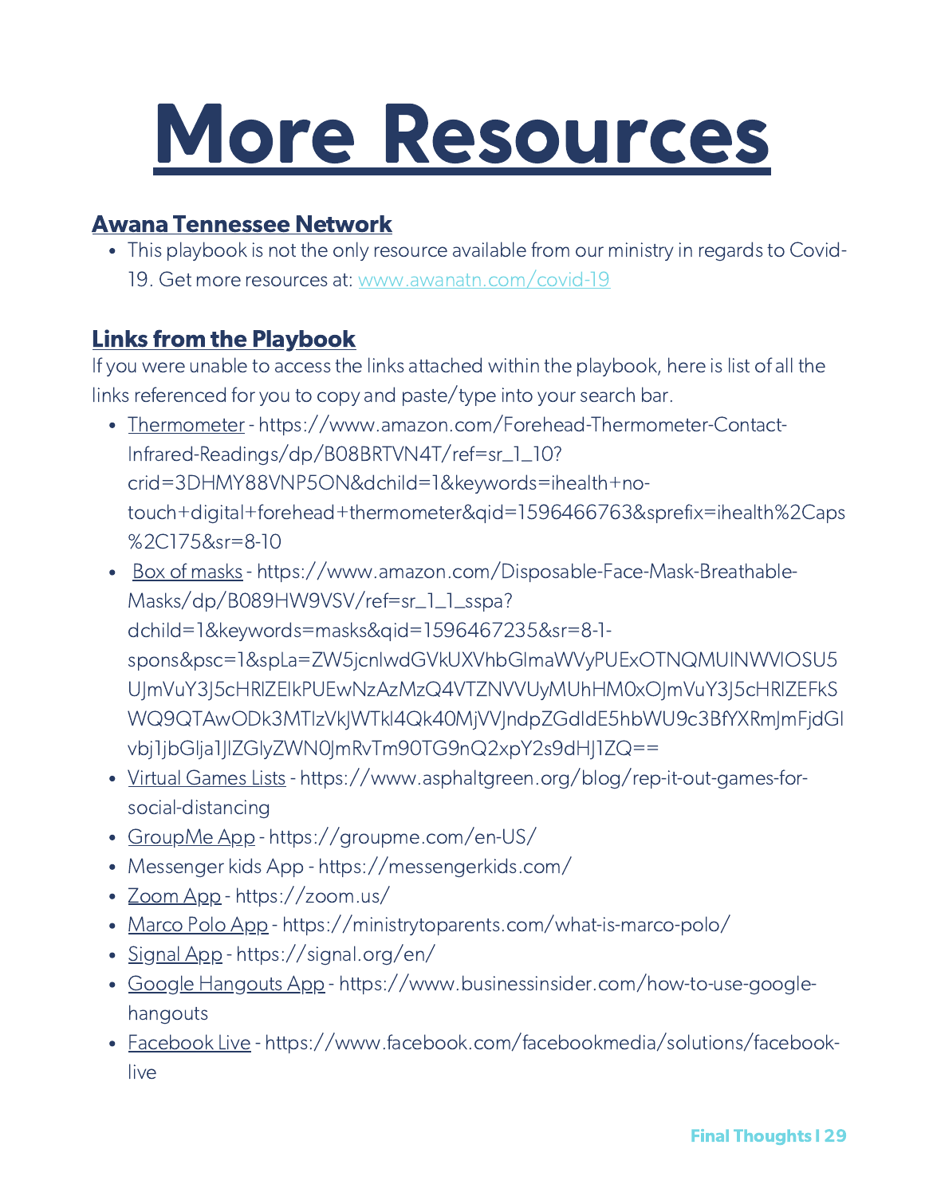# More Resources

## Awana Tennessee Network

- This playbook is not the only resource available from our ministry in regards to Covid-19. Get more resources at: www.awanatn.com/covid-19

## Links from the Playbook

If you were unable to access the links attached within the playbook, here is list of all the links referenced for you to copy and paste/type into your search bar.

- Thermometer - https://www.amazon.com/Forehead-Thermometer-Contact-Infrared-Readings/dp/B08BRTVN4T/ref=sr_1_10?crid=3DHMY88VNP5ON&dchild=1&keywords=ihealth+no-touch+digital+forehead+thermometer&qid=1596466763&sprefix=ihealth%2Caps%2C175&sr=8-10
- Box of masks - https://www.amazon.com/Disposable-Face-Mask-Breathable-Masks/dp/B089HW9VSV/ref=sr_1_1_sspa?dchild=1&keywords=masks&qid=1596467235&sr=8-1-spons&psc=1&spLa=ZW5jcnlwdGVkUXVhbGlmaWVyPUExOTNQMUlNWVlOSU5UJmVuY3J5cHRlZElkPUEwNzAzMzQ4VTZNVVUyMUhHM0xOJmVuY3J5cHRlZEFkSWQ9QTAwODk3MTIzVkJWTkl4Qk40MjVVJndpZGdldE5hbWU9c3BfYXRmJmFjdGlvbj1jbGlja1JlZGlyZWN0JmRvTm90TG9nQ2xpY2s9dHJ1ZQ==
- Virtual Games Lists - https://www.asphaltgreen.org/blog/rep-it-out-games-for-social-distancing
- GroupMe App - https://groupme.com/en-US/
- Messenger kids App - https://messengerkids.com/
- Zoom App - https://zoom.us/
- Marco Polo App - https://ministrytoparents.com/what-is-marco-polo/
- Signal App - https://signal.org/en/
- Google Hangouts App - https://www.businessinsider.com/how-to-use-google-hangouts
- Facebook Live - https://www.facebook.com/facebookmedia/solutions/facebook-live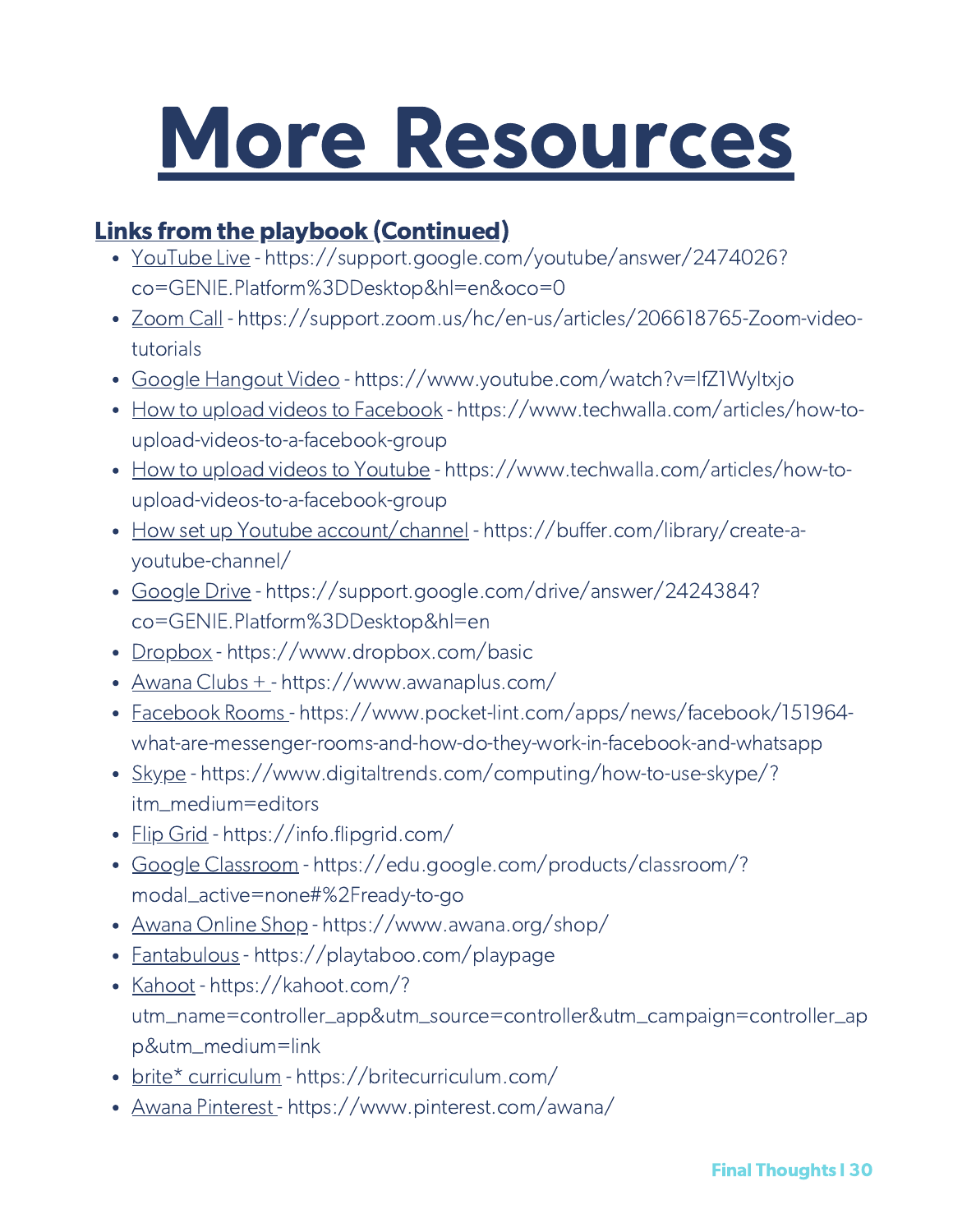# More Resources

## Links from the playbook (Continued)

- YouTube Live - https://support.google.com/youtube/answer/2474026?co=GENIE.Platform%3DDesktop&hl=en&oco=0
- Zoom Call - https://support.zoom.us/hc/en-us/articles/206618765-Zoom-video-tutorials
- Google Hangout Video - https://www.youtube.com/watch?v=IfZ1WyItxjo
- How to upload videos to Facebook - https://www.techwalla.com/articles/how-to-upload-videos-to-a-facebook-group
- How to upload videos to Youtube - https://www.techwalla.com/articles/how-to-upload-videos-to-a-facebook-group
- How set up Youtube account/channel - https://buffer.com/library/create-a-youtube-channel/
- Google Drive - https://support.google.com/drive/answer/2424384?co=GENIE.Platform%3DDesktop&hl=en
- Dropbox - https://www.dropbox.com/basic
- Awana Clubs + - https://www.awanaplus.com/
- Facebook Rooms - https://www.pocket-lint.com/apps/news/facebook/151964-what-are-messenger-rooms-and-how-do-they-work-in-facebook-and-whatsapp
- Skype - https://www.digitaltrends.com/computing/how-to-use-skype/?itm_medium=editors
- Flip Grid - https://info.flipgrid.com/
- Google Classroom - https://edu.google.com/products/classroom/?modal_active=none#%2Fready-to-go
- Awana Online Shop - https://www.awana.org/shop/
- Fantabulous - https://playtaboo.com/playpage
- Kahoot - https://kahoot.com/?utm_name=controller_app&utm_source=controller&utm_campaign=controller_app&utm_medium=link
- brite* curriculum - https://britecurriculum.com/
- Awana Pinterest - https://www.pinterest.com/awana/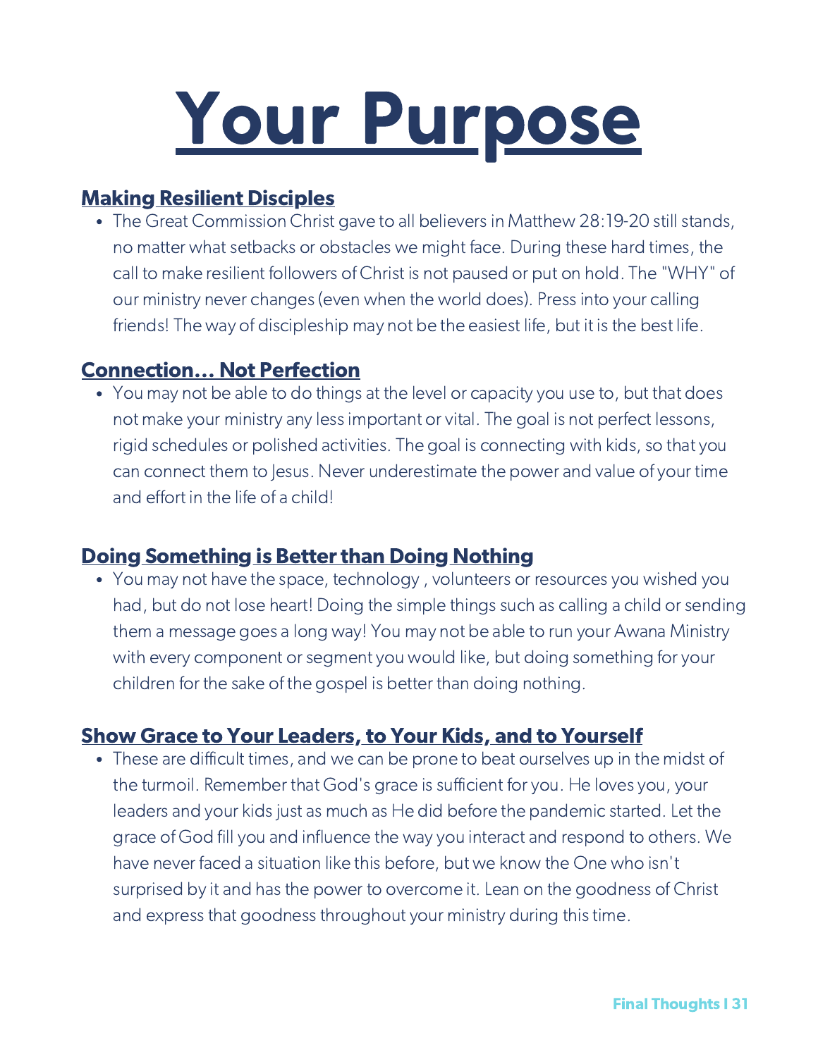# Your Purpose

### Making Resilient Disciples

- The Great Commission Christ gave to all believers in Matthew 28:19-20 still stands, no matter what setbacks or obstacles we might face. During these hard times, the call to make resilient followers of Christ is not paused or put on hold. The "WHY" of our ministry never changes (even when the world does). Press into your calling friends! The way of discipleship may not be the easiest life, but it is the best life.

### Connection... Not Perfection

- You may not be able to do things at the level or capacity you use to, but that does not make your ministry any less important or vital. The goal is not perfect lessons, rigid schedules or polished activities. The goal is connecting with kids, so that you can connect them to Jesus. Never underestimate the power and value of your time and effort in the life of a child!

### Doing Something is Better than Doing Nothing

- You may not have the space, technology , volunteers or resources you wished you had, but do not lose heart! Doing the simple things such as calling a child or sending them a message goes a long way! You may not be able to run your Awana Ministry with every component or segment you would like, but doing something for your children for the sake of the gospel is better than doing nothing.

### Show Grace to Your Leaders, to Your Kids, and to Yourself

- These are difficult times, and we can be prone to beat ourselves up in the midst of the turmoil. Remember that God's grace is sufficient for you. He loves you, your leaders and your kids just as much as He did before the pandemic started. Let the grace of God fill you and influence the way you interact and respond to others. We have never faced a situation like this before, but we know the One who isn't surprised by it and has the power to overcome it. Lean on the goodness of Christ and express that goodness throughout your ministry during this time.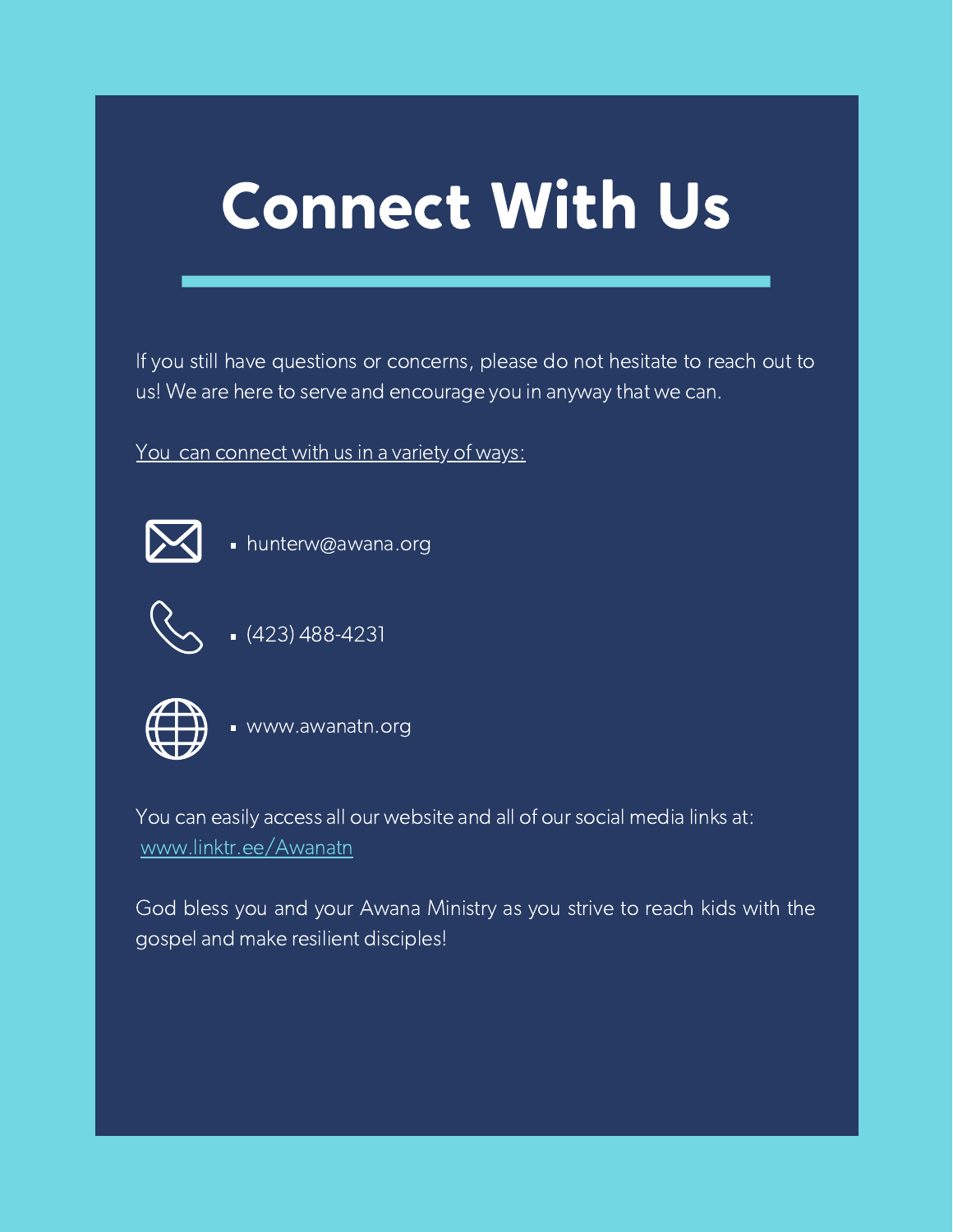# Connect With Us

If you still have questions or concerns, please do not hesitate to reach out to us! We are here to serve and encourage you in anyway that we can.

You can connect with us in a variety of ways:

- hunterw@awana.org
- (423) 488-4231
- www.awanatn.org

You can easily access all our website and all of our social media links at: www.linktr.ee/Awanatn

God bless you and your Awana Ministry as you strive to reach kids with the gospel and make resilient disciples!